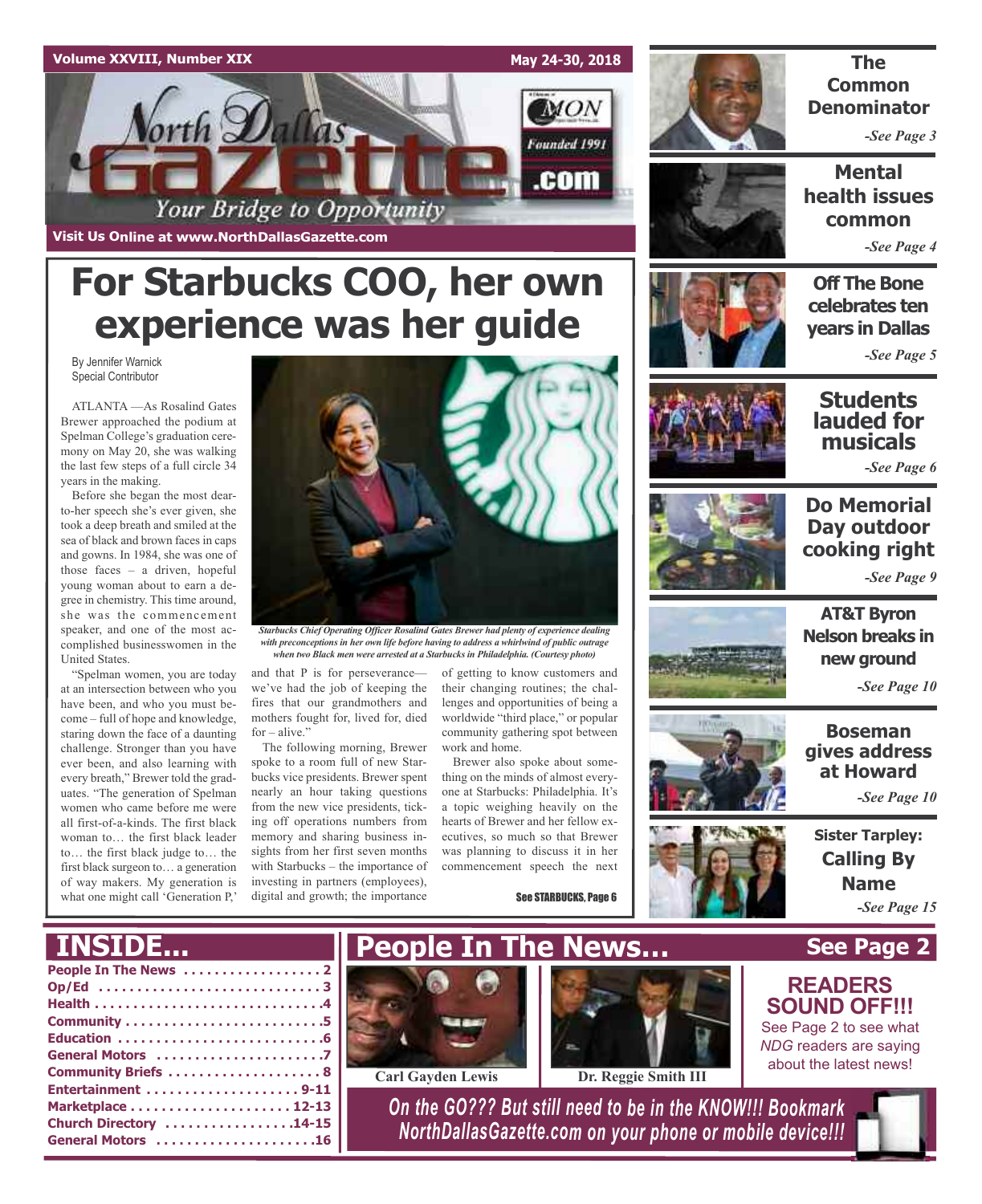Volume XXVIII, Number XIX

May 24-30, 2018

# North Dallas Gazette

Your Bridge to Opportunity

Founded 1991

Visit Us Online at www.NorthDallasGazette.com

# For Starbucks COO, her own experience was her guide

By Jennifer Warnick
Special Contributor

ATLANTA —As Rosalind Gates Brewer approached the podium at Spelman College's graduation ceremony on May 20, she was walking the last few steps of a full circle 34 years in the making.

Before she began the most dear-to-her speech she's ever given, she took a deep breath and smiled at the sea of black and brown faces in caps and gowns. In 1984, she was one of those faces – a driven, hopeful young woman about to earn a degree in chemistry. This time around, she was the commencement speaker, and one of the most accomplished businesswomen in the United States.

*Starbucks Chief Operating Officer Rosalind Gates Brewer had plenty of experience dealing with preconceptions in her own life before having to address a whirlwind of public outrage when two Black men were arrested at a Starbucks in Philadelphia. (Courtesy photo)*

"Spelman women, you are today at an intersection between who you have been, and who you must become – full of hope and knowledge, staring down the face of a daunting challenge. Stronger than you have ever been, and also learning with every breath," Brewer told the graduates. "The generation of Spelman women who came before me were all first-of-a-kinds. The first black woman to… the first black leader to… the first black judge to… the first black surgeon to… a generation of way makers. My generation is what one might call 'Generation P,' and that P is for perseverance—we've had the job of keeping the fires that our grandmothers and mothers fought for, lived for, died for – alive."

The following morning, Brewer spoke to a room full of new Starbucks vice presidents. Brewer spent nearly an hour taking questions from the new vice presidents, ticking off operations numbers from memory and sharing business insights from her first seven months with Starbucks – the importance of investing in partners (employees), digital and growth; the importance of getting to know customers and their changing routines; the challenges and opportunities of being a worldwide "third place," or popular community gathering spot between work and home.

Brewer also spoke about something on the minds of almost everyone at Starbucks: Philadelphia. It's a topic weighing heavily on the hearts of Brewer and her fellow executives, so much so that Brewer was planning to discuss it in her commencement speech the next

See STARBUCKS, Page 6

---

**The Common Denominator** -See Page 3

**Mental health issues common** -See Page 4

**Off The Bone celebrates ten years in Dallas** -See Page 5

**Students lauded for musicals** -See Page 6

**Do Memorial Day outdoor cooking right** -See Page 9

**AT&T Byron Nelson breaks in new ground** -See Page 10

**Boseman gives address at Howard** -See Page 10

**Sister Tarpley: Calling By Name** -See Page 15

---

## INSIDE...

- People In The News . . . . . 2
- Op/Ed . . . . . 3
- Health . . . . . 4
- Community . . . . . 5
- Education . . . . . 6
- General Motors . . . . . 7
- Community Briefs . . . . . 8
- Entertainment . . . . . 9-11
- Marketplace . . . . . 12-13
- Church Directory . . . . . 14-15
- General Motors . . . . . 16

## People In The News... See Page 2

Carl Gayden Lewis

Dr. Reggie Smith III

**READERS SOUND OFF!!!**
See Page 2 to see what *NDG* readers are saying about the latest news!

*On the GO??? But still need to be in the KNOW!!! Bookmark NorthDallasGazette.com on your phone or mobile device!!!*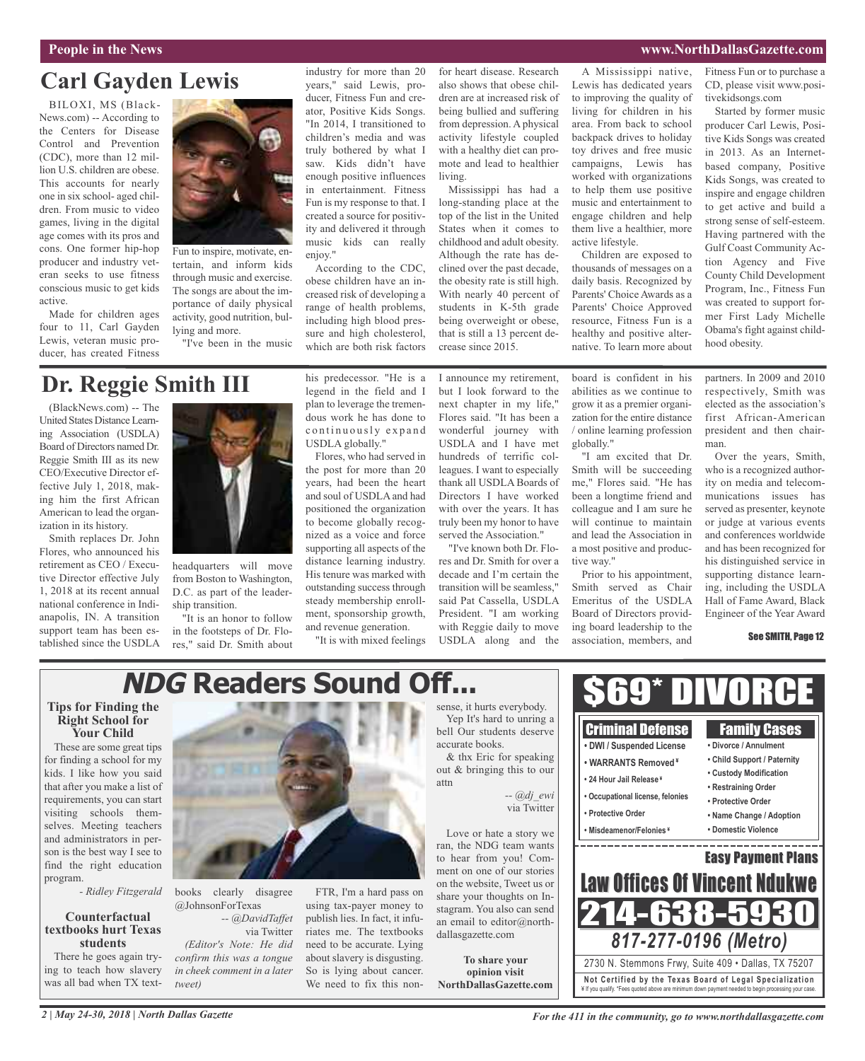People in the News

# Carl Gayden Lewis

BILOXI, MS (BlackNews.com) -- According to the Centers for Disease Control and Prevention (CDC), more than 12 million U.S. children are obese. This accounts for nearly one in six school- aged children. From music to video games, living in the digital age comes with its pros and cons. One former hip-hop producer and industry veteran seeks to use fitness conscious music to get kids active.

Made for children ages four to 11, Carl Gayden Lewis, veteran music producer, has created Fitness Fun to inspire, motivate, entertain, and inform kids through music and exercise. The songs are about the importance of daily physical activity, good nutrition, bullying and more.

"I've been in the music industry for more than 20 years," said Lewis, producer, Fitness Fun and creator, Positive Kids Songs. "In 2014, I transitioned to children's media and was truly bothered by what I saw. Kids didn't have enough positive influences in entertainment. Fitness Fun is my response to that. I created a source for positivity and delivered it through music kids can really enjoy."

According to the CDC, obese children have an increased risk of developing a range of health problems, including high blood pressure and high cholesterol, which are both risk factors for heart disease. Research also shows that obese children are at increased risk of being bullied and suffering from depression. A physical activity lifestyle coupled with a healthy diet can promote and lead to healthier living.

Mississippi has had a long-standing place at the top of the list in the United States when it comes to childhood and adult obesity. Although the rate has declined over the past decade, the obesity rate is still high. With nearly 40 percent of students in K-5th grade being overweight or obese, that is still a 13 percent decrease since 2015.

A Mississippi native, Lewis has dedicated years to improving the quality of living for children in his area. From back to school backpack drives to holiday toy drives and free music campaigns, Lewis has worked with organizations to help them use positive music and entertainment to engage children and help them live a healthier, more active lifestyle.

Children are exposed to thousands of messages on a daily basis. Recognized by Parents' Choice Awards as a Parents' Choice Approved resource, Fitness Fun is a healthy and positive alternative. To learn more about Fitness Fun or to purchase a CD, please visit www.positivekidsongs.com

Started by former music producer Carl Lewis, Positive Kids Songs was created in 2013. As an Internet-based company, Positive Kids Songs, was created to inspire and engage children to get active and build a strong sense of self-esteem. Having partnered with the Gulf Coast Community Action Agency and Five County Child Development Program, Inc., Fitness Fun was created to support former First Lady Michelle Obama's fight against childhood obesity.

# Dr. Reggie Smith III

(BlackNews.com) -- The United States Distance Learning Association (USDLA) Board of Directors named Dr. Reggie Smith III as its new CEO/Executive Director effective July 1, 2018, making him the first African American to lead the organization in its history.

Smith replaces Dr. John Flores, who announced his retirement as CEO / Executive Director effective July 1, 2018 at its recent annual national conference in Indianapolis, IN. A transition support team has been established since the USDLA headquarters will move from Boston to Washington, D.C. as part of the leadership transition.

"It is an honor to follow in the footsteps of Dr. Flores," said Dr. Smith about his predecessor. "He is a legend in the field and I plan to leverage the tremendous work he has done to continuously expand USDLA globally."

Flores, who had served in the post for more than 20 years, had been the heart and soul of USDLA and had positioned the organization to become globally recognized as a voice and force supporting all aspects of the distance learning industry. His tenure was marked with outstanding success through steady membership enrollment, sponsorship growth, and revenue generation.

"It is with mixed feelings I announce my retirement, but I look forward to the next chapter in my life," Flores said. "It has been a wonderful journey with USDLA and I have met hundreds of terrific colleagues. I want to especially thank all USDLA Boards of Directors I have worked with over the years. It has truly been my honor to have served the Association."

"I've known both Dr. Flores and Dr. Smith for over a decade and I'm certain the transition will be seamless," said Pat Cassella, USDLA President. "I am working with Reggie daily to move USDLA along and the board is confident in his abilities as we continue to grow it as a premier organization for the entire distance / online learning profession globally."

"I am excited that Dr. Smith will be succeeding me," Flores said. "He has been a longtime friend and colleague and I am sure he will continue to maintain and lead the Association in a most positive and productive way."

Prior to his appointment, Smith served as Chair Emeritus of the USDLA Board of Directors providing board leadership to the association, members, and partners. In 2009 and 2010 respectively, Smith was elected as the association's first African-American president and then chairman.

Over the years, Smith, who is a recognized authority on media and telecommunications issues has served as presenter, keynote or judge at various events and conferences worldwide and has been recognized for his distinguished service in supporting distance learning, including the USDLA Hall of Fame Award, Black Engineer of the Year Award

See SMITH, Page 12

# *NDG* Readers Sound Off...

### Tips for Finding the Right School for Your Child

These are some great tips for finding a school for my kids. I like how you said that after you make a list of requirements, you can start visiting schools themselves. Meeting teachers and administrators in person is the best way I see to find the right education program.

*- Ridley Fitzgerald*

### Counterfactual textbooks hurt Texas students

There he goes again trying to teach how slavery was all bad when TX textbooks clearly disagree @JohnsonForTexas

*-- @DavidTaffet* via Twitter

*(Editor's Note: He did confirm this was a tongue in cheek comment in a later tweet)*

FTR, I'm a hard pass on using tax-payer money to publish lies. In fact, it infuriates me. The textbooks need to be accurate. Lying about slavery is disgusting. So is lying about cancer. We need to fix this nonsense, it hurts everybody.

Yep It's hard to unring a bell Our students deserve accurate books.

& thx Eric for speaking out & bringing this to our attn

*-- @dj_ewi* via Twitter

Love or hate a story we ran, the NDG team wants to hear from you! Comment on one of our stories on the website, Tweet us or share your thoughts on Instagram. You also can send an email to editor@northdallasgazette.com

**To share your opinion visit NorthDallasGazette.com**

# $69* DIVORCE

**Criminal Defense**
- DWI / Suspended License
- WARRANTS Removed ¥
- 24 Hour Jail Release ¥
- Occupational license, felonies
- Protective Order
- Misdeameanor/Felonies ¥

**Family Cases**
- Divorce / Annulment
- Child Support / Paternity
- Custody Modification
- Restraining Order
- Protective Order
- Name Change / Adoption
- Domestic Violence

**Easy Payment Plans**

**Law Offices Of Vincent Ndukwe**

**214-638-5930**

*817-277-0196 (Metro)*

2730 N. Stemmons Frwy, Suite 409 • Dallas, TX 75207

**Not Certified by the Texas Board of Legal Specialization**

¥ If you qualify. *Fees quoted above are minimum down payment needed to begin processing your case.

For the 411 in the community, go to www.northdallasgazette.com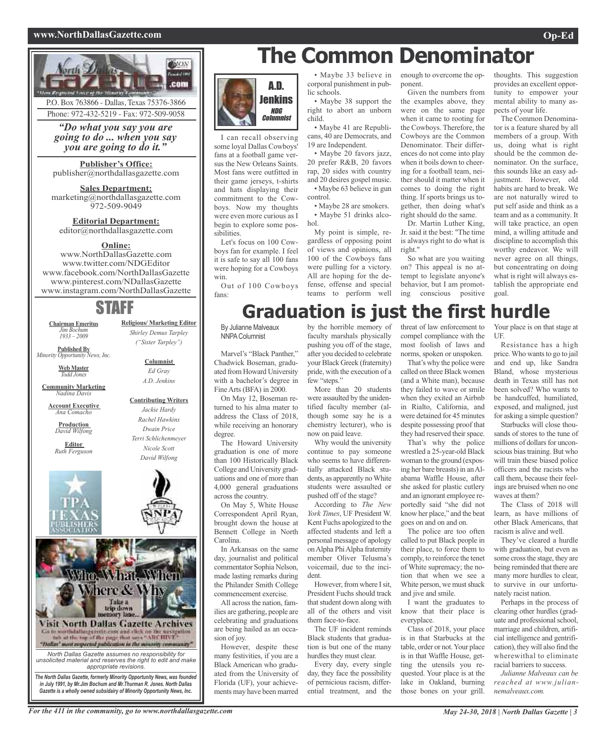P.O. Box 763866 - Dallas, Texas 75376-3866

Phone: 972-432-5219 - Fax: 972-509-9058

*"Do what you say you are going to do ... when you say you are going to do it."*

**Publisher's Office:**
publisher@northdallasgazette.com

**Sales Department:**
marketing@northdallasgazette.com
972-509-9049

**Editorial Department:**
editor@northdallasgazette.com

**Online:**
www.NorthDallasGazette.com
www.twitter.com/NDGEditor
www.facebook.com/NorthDallasGazette
www.pinterest.com/NDallasGazette
www.instagram.com/NorthDallasGazette

## STAFF

**Chairman Emeritus**
*Jim Bochum*
*1933 – 2009*

**Published By**
*Minority Opportunity News, Inc.*

**Web Master**
*Todd Jones*

**Community Marketing**
*Nadina Davis*

**Account Executive**
*Ana Comacho*

**Production**
*David Wilfong*

**Editor**
*Ruth Ferguson*

**Religious/ Marketing Editor**
*Shirley Demus Tarpley*
*("Sister Tarpley")*

**Columnist**
*Ed Gray*
*A.D. Jenkins*

**Contributing Writers**
*Jackie Hardy*
*Rachel Hawkins*
*Dwain Price*
*Terri Schlichenmeyer*
*Nicole Scott*
*David Wilfong*

Visit North Dallas Gazette Archives

Go to northdallasgazette.com and click on the navigation tab at the top of the page that says "ARCHIVE"

"Dallas' most respected publication in the minority community"

*North Dallas Gazette assumes no responsibility for unsolicited material and reserves the right to edit and make appropriate revisions.*

***The North Dallas Gazette, formerly Minority Opportunity News, was founded in July 1991, by Mr.Jim Bochum and Mr.Thurman R. Jones. North Dallas Gazette is a wholly owned subsidairy of Minority Opportunity News, Inc.***

# The Common Denominator

**A.D. Jenkins**
*NDG Columnist*

I can recall observing some loyal Dallas Cowboys' fans at a football game versus the New Orleans Saints. Most fans were outfitted in their game jerseys, t-shirts and hats displaying their commitment to the Cowboys. Now my thoughts were even more curious as I begin to explore some possibilities.

Let's focus on 100 Cowboys fan for example. I feel it is safe to say all 100 fans were hoping for a Cowboys win.

Out of 100 Cowboys fans:

- Maybe 33 believe in corporal punishment in public schools.
- Maybe 38 support the right to abort an unborn child.
- Maybe 41 are Republicans, 40 are Democrats, and 19 are Independent.
- Maybe 20 favors jazz, 20 prefer R&B, 20 favors rap, 20 sides with country and 20 desires gospel music.
- Maybe 63 believe in gun control.
- Maybe 28 are smokers.
- Maybe 51 drinks alcohol.

My point is simple, regardless of opposing point of views and opinions, all 100 of the Cowboys fans were pulling for a victory. All are hoping for the defense, offense and special teams to perform well enough to overcome the opponent.

Given the numbers from the examples above, they were on the same page when it came to rooting for the Cowboys. Therefore, the Cowboys are the Common Denominator. Their differences do not come into play when it boils down to cheering for a football team, neither should it matter when it comes to doing the right thing. If sports brings us together, then doing what's right should do the same.

Dr. Martin Luther King, Jr. said it the best: "The time is always right to do what is right."

So what are you waiting on? This appeal is no attempt to legislate anyone's behavior, but I am promoting conscious positive thoughts. This suggestion provides an excellent opportunity to empower your mental ability to many aspects of your life.

The Common Denominator is a feature shared by all members of a group. With us, doing what is right should be the common denominator. On the surface, this sounds like an easy adjustment. However, old habits are hard to break. We are not naturally wired to put self aside and think as a team and as a community. It will take practice, an open mind, a willing attitude and discipline to accomplish this worthy endeavor. We will never agree on all things, but concentrating on doing what is right will always establish the appropriate end goal.

# Graduation is just the first hurdle

By Julianne Malveaux
NNPA Columnist

Marvel's "Black Panther," Chadwick Boseman, graduated from Howard University with a bachelor's degree in Fine Arts (BFA) in 2000.

On May 12, Boseman returned to his alma mater to address the Class of 2018, while receiving an honorary degree.

The Howard University graduation is one of more than 100 Historically Black College and University graduations and one of more than 4,000 general graduations across the country.

On May 5, White House Correspondent April Ryan, brought down the house at Bennett College in North Carolina.

In Arkansas on the same day, journalist and political commentator Sophia Nelson, made lasting remarks during the Philander Smith College commencement exercise.

All across the nation, families are gathering, people are celebrating and graduations are being hailed as an occasion of joy.

However, despite these many festivities, if you are a Black American who graduated from the University of Florida (UF), your achievements may have been marred by the horrible memory of faculty marshals physically pushing you off of the stage, after you decided to celebrate your Black Greek (fraternity) pride, with the execution of a few "steps."

More than 20 students were assaulted by the unidentified faculty member (although some say he is a chemistry lecturer), who is now on paid leave.

Why would the university continue to pay someone who seems to have differentially attacked Black students, as apparently no White students were assaulted or pushed off of the stage?

According to *The New York Times*, UF President W. Kent Fuchs apologized to the affected students and left a personal message of apology on Alpha Phi Alpha fraternity member Oliver Telusma's voicemail, due to the incident.

However, from where I sit, President Fuchs should track that student down along with all of the others and visit them face-to-face.

The UF incident reminds Black students that graduation is but one of the many hurdles they must clear.

Every day, every single day, they face the possibility of pernicious racism, differential treatment, and the threat of law enforcement to compel compliance with the most foolish of laws and norms, spoken or unspoken.

That's why the police were called on three Black women (and a White man), because they failed to wave or smile when they exited an Airbnb in Rialto, California, and were detained for 45 minutes despite possessing proof that they had reserved their space.

That's why the police wrestled a 25-year-old Black woman to the ground (exposing her bare breasts) in an Alabama Waffle House, after she asked for plastic cutlery and an ignorant employee reportedly said "she did not know her place," and the beat goes on and on and on.

The police are too often called to put Black people in their place, to force them to comply, to reinforce the tenet of White supremacy; the notion that when we see a White person, we must shuck and jive and smile.

I want the graduates to know that their place is everyplace.

Class of 2018, your place is in that Starbucks at the table, order or not. Your place is in that Waffle House, getting the utensils you requested. Your place is at the lake in Oakland, burning those bones on your grill. Your place is on that stage at UF.

Resistance has a high price. Who wants to go to jail and end up, like Sandra Bland, whose mysterious death in Texas still has not been solved? Who wants to be handcuffed, humiliated, exposed, and maligned, just for asking a simple question?

Starbucks will close thousands of stores to the tune of millions of dollars for unconscious bias training. But who will train these biased police officers and the racists who call them, because their feelings are bruised when no one waves at them?

The Class of 2018 will learn, as have millions of other Black Americans, that racism is alive and well.

They've cleared a hurdle with graduation, but even as some cross the stage, they are being reminded that there are many more hurdles to clear, to survive in our unfortunately racist nation.

Perhaps in the process of clearing other hurdles (graduate and professional school, marriage and children, artificial intelligence and gentrification), they will also find the wherewithal to eliminate racial barriers to success.

*Julianne Malveaux can be reached at www.juliannemalveaux.com.*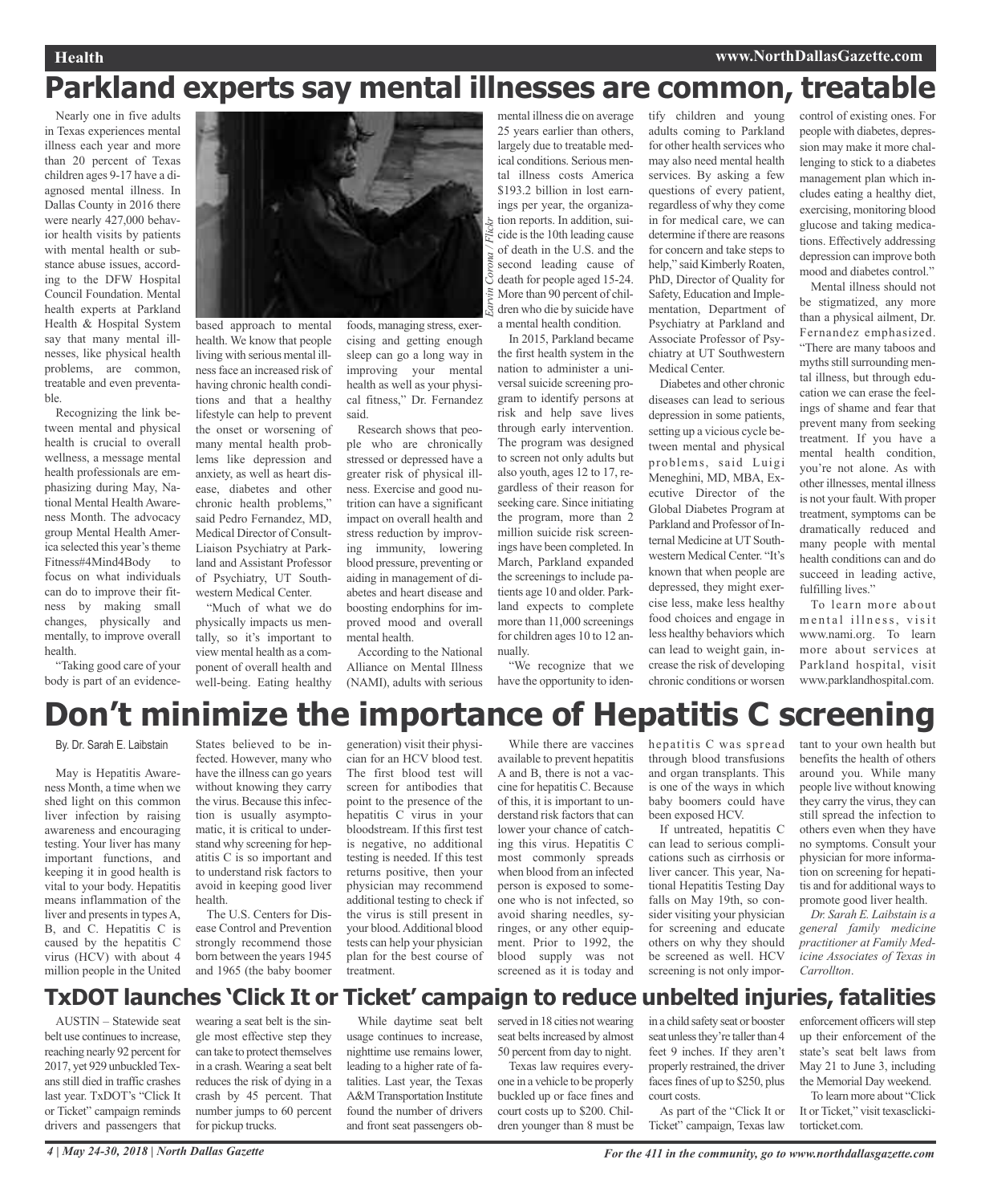# Parkland experts say mental illnesses are common, treatable

Nearly one in five adults in Texas experiences mental illness each year and more than 20 percent of Texas children ages 9-17 have a diagnosed mental illness. In Dallas County in 2016 there were nearly 427,000 behavior health visits by patients with mental health or substance abuse issues, according to the DFW Hospital Council Foundation. Mental health experts at Parkland Health & Hospital System say that many mental illnesses, like physical health problems, are common, treatable and even preventable.

Recognizing the link between mental and physical health is crucial to overall wellness, a message mental health professionals are emphasizing during May, National Mental Health Awareness Month. The advocacy group Mental Health America selected this year's theme Fitness#4Mind4Body to focus on what individuals can do to improve their fitness by making small changes, physically and mentally, to improve overall health.

"Taking good care of your body is part of an evidence-based approach to mental health. We know that people living with serious mental illness face an increased risk of having chronic health conditions and that a healthy lifestyle can help to prevent the onset or worsening of many mental health problems like depression and anxiety, as well as heart disease, diabetes and other chronic health problems," said Pedro Fernandez, MD, Medical Director of Consult-Liaison Psychiatry at Parkland and Assistant Professor of Psychiatry, UT Southwestern Medical Center.

"Much of what we do physically impacts us mentally, so it's important to view mental health as a component of overall health and well-being. Eating healthy foods, managing stress, exercising and getting enough sleep can go a long way in improving your mental health as well as your physical fitness," Dr. Fernandez said.

Research shows that people who are chronically stressed or depressed have a greater risk of physical illness. Exercise and good nutrition can have a significant impact on overall health and stress reduction by improving immunity, lowering blood pressure, preventing or aiding in management of diabetes and heart disease and boosting endorphins for improved mood and overall mental health.

According to the National Alliance on Mental Illness (NAMI), adults with serious mental illness die on average 25 years earlier than others, largely due to treatable medical conditions. Serious mental illness costs America $193.2 billion in lost earnings per year, the organization reports. In addition, suicide is the 10th leading cause of death in the U.S. and the second leading cause of death for people aged 15-24. More than 90 percent of children who die by suicide have a mental health condition.

*Earvin Corona / Flickr*

In 2015, Parkland became the first health system in the nation to administer a universal suicide screening program to identify persons at risk and help save lives through early intervention. The program was designed to screen not only adults but also youth, ages 12 to 17, regardless of their reason for seeking care. Since initiating the program, more than 2 million suicide risk screenings have been completed. In March, Parkland expanded the screenings to include patients age 10 and older. Parkland expects to complete more than 11,000 screenings for children ages 10 to 12 annually.

"We recognize that we have the opportunity to identify children and young adults coming to Parkland for other health services who may also need mental health services. By asking a few questions of every patient, regardless of why they come in for medical care, we can determine if there are reasons for concern and take steps to help," said Kimberly Roaten, PhD, Director of Quality for Safety, Education and Implementation, Department of Psychiatry at Parkland and Associate Professor of Psychiatry at UT Southwestern Medical Center.

Diabetes and other chronic diseases can lead to serious depression in some patients, setting up a vicious cycle between mental and physical problems, said Luigi Meneghini, MD, MBA, Executive Director of the Global Diabetes Program at Parkland and Professor of Internal Medicine at UT Southwestern Medical Center. "It's known that when people are depressed, they might exercise less, make less healthy food choices and engage in less healthy behaviors which can lead to weight gain, increase the risk of developing chronic conditions or worsen control of existing ones. For people with diabetes, depression may make it more challenging to stick to a diabetes management plan which includes eating a healthy diet, exercising, monitoring blood glucose and taking medications. Effectively addressing depression can improve both mood and diabetes control."

Mental illness should not be stigmatized, any more than a physical ailment, Dr. Fernandez emphasized. "There are many taboos and myths still surrounding mental illness, but through education we can erase the feelings of shame and fear that prevent many from seeking treatment. If you have a mental health condition, you're not alone. As with other illnesses, mental illness is not your fault. With proper treatment, symptoms can be dramatically reduced and many people with mental health conditions can and do succeed in leading active, fulfilling lives."

To learn more about mental illness, visit www.nami.org. To learn more about services at Parkland hospital, visit www.parklandhospital.com.

# Don't minimize the importance of Hepatitis C screening

By. Dr. Sarah E. Laibstain

May is Hepatitis Awareness Month, a time when we shed light on this common liver infection by raising awareness and encouraging testing. Your liver has many important functions, and keeping it in good health is vital to your body. Hepatitis means inflammation of the liver and presents in types A, B, and C. Hepatitis C is caused by the hepatitis C virus (HCV) with about 4 million people in the United States believed to be infected. However, many who have the illness can go years without knowing they carry the virus. Because this infection is usually asymptomatic, it is critical to understand why screening for hepatitis C is so important and to understand risk factors to avoid in keeping good liver health.

The U.S. Centers for Disease Control and Prevention strongly recommend those born between the years 1945 and 1965 (the baby boomer generation) visit their physician for an HCV blood test. The first blood test will screen for antibodies that point to the presence of the hepatitis C virus in your bloodstream. If this first test is negative, no additional testing is needed. If this test returns positive, then your physician may recommend additional testing to check if the virus is still present in your blood. Additional blood tests can help your physician plan for the best course of treatment.

While there are vaccines available to prevent hepatitis A and B, there is not a vaccine for hepatitis C. Because of this, it is important to understand risk factors that can lower your chance of catching this virus. Hepatitis C most commonly spreads when blood from an infected person is exposed to someone who is not infected, so avoid sharing needles, syringes, or any other equipment. Prior to 1992, the blood supply was not screened as it is today and hepatitis C was spread through blood transfusions and organ transplants. This is one of the ways in which baby boomers could have been exposed HCV.

If untreated, hepatitis C can lead to serious complications such as cirrhosis or liver cancer. This year, National Hepatitis Testing Day falls on May 19th, so consider visiting your physician for screening and educate others on why they should be screened as well. HCV screening is not only important to your own health but benefits the health of others around you. While many people live without knowing they carry the virus, they can still spread the infection to others even when they have no symptoms. Consult your physician for more information on screening for hepatitis and for additional ways to promote good liver health.

*Dr. Sarah E. Laibstain is a general family medicine practitioner at Family Medicine Associates of Texas in Carrollton.*

# TxDOT launches 'Click It or Ticket' campaign to reduce unbelted injuries, fatalities

AUSTIN – Statewide seat belt use continues to increase, reaching nearly 92 percent for 2017, yet 929 unbuckled Texans still died in traffic crashes last year. TxDOT's "Click It or Ticket" campaign reminds drivers and passengers that wearing a seat belt is the single most effective step they can take to protect themselves in a crash. Wearing a seat belt reduces the risk of dying in a crash by 45 percent. That number jumps to 60 percent for pickup trucks.

While daytime seat belt usage continues to increase, nighttime use remains lower, leading to a higher rate of fatalities. Last year, the Texas A&M Transportation Institute found the number of drivers and front seat passengers observed in 18 cities not wearing seat belts increased by almost 50 percent from day to night.

Texas law requires everyone in a vehicle to be properly buckled up or face fines and court costs up to $200. Children younger than 8 must be in a child safety seat or booster seat unless they're taller than 4 feet 9 inches. If they aren't properly restrained, the driver faces fines of up to $250, plus court costs.

As part of the "Click It or Ticket" campaign, Texas law enforcement officers will step up their enforcement of the state's seat belt laws from May 21 to June 3, including the Memorial Day weekend.

To learn more about "Click It or Ticket," visit texasclickitorticket.com.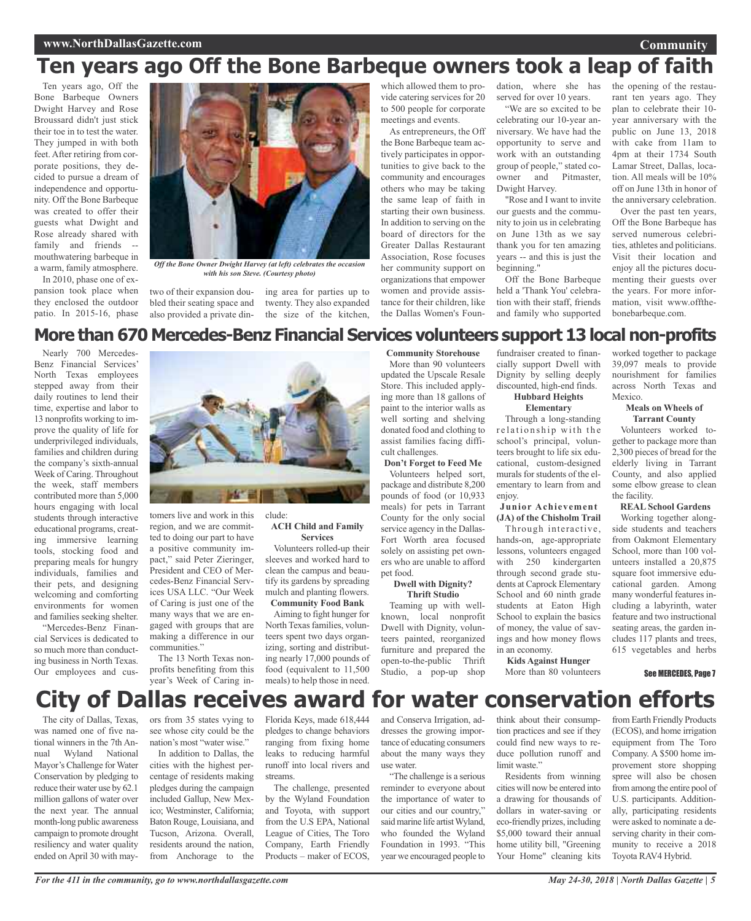# Ten years ago Off the Bone Barbeque owners took a leap of faith

Ten years ago, Off the Bone Barbeque Owners Dwight Harvey and Rose Broussard didn't just stick their toe in to test the water. They jumped in with both feet. After retiring from corporate positions, they decided to pursue a dream of independence and opportunity. Off the Bone Barbeque was created to offer their guests what Dwight and Rose already shared with family and friends -- mouthwatering barbeque in a warm, family atmosphere.

*Off the Bone Owner Dwight Harvey (at left) celebrates the occasion with his son Steve. (Courtesy photo)*

In 2010, phase one of expansion took place when they enclosed the outdoor patio. In 2015-16, phase two of their expansion doubled their seating space and also provided a private dining area for parties up to twenty. They also expanded the size of the kitchen, which allowed them to provide catering services for 20 to 500 people for corporate meetings and events.

As entrepreneurs, the Off the Bone Barbeque team actively participates in opportunities to give back to the community and encourages others who may be taking the same leap of faith in starting their own business. In addition to serving on the board of directors for the Greater Dallas Restaurant Association, Rose focuses her community support on organizations that empower women and provide assistance for their children, like the Dallas Women's Foundation, where she has served for over 10 years.

"We are so excited to be celebrating our 10-year anniversary. We have had the opportunity to serve and work with an outstanding group of people," stated co-owner and Pitmaster, Dwight Harvey.

"Rose and I want to invite our guests and the community to join us in celebrating on June 13th as we say thank you for ten amazing years -- and this is just the beginning."

Off the Bone Barbeque held a 'Thank You' celebration with their staff, friends and family who supported the opening of the restaurant ten years ago. They plan to celebrate their 10-year anniversary with the public on June 13, 2018 with cake from 11am to 4pm at their 1734 South Lamar Street, Dallas, location. All meals will be 10% off on June 13th in honor of the anniversary celebration.

Over the past ten years, Off the Bone Barbeque has served numerous celebrities, athletes and politicians. Visit their location and enjoy all the pictures documenting their guests over the years. For more information, visit www.offthebonebarbeque.com.

# More than 670 Mercedes-Benz Financial Services volunteers support 13 local non-profits

Nearly 700 Mercedes-Benz Financial Services' North Texas employees stepped away from their daily routines to lend their time, expertise and labor to 13 nonprofits working to improve the quality of life for underprivileged individuals, families and children during the company's sixth-annual Week of Caring. Throughout the week, staff members contributed more than 5,000 hours engaging with local students through interactive educational programs, creating immersive learning tools, stocking food and preparing meals for hungry individuals, families and their pets, and designing welcoming and comforting environments for women and families seeking shelter.

"Mercedes-Benz Financial Services is dedicated to so much more than conducting business in North Texas. Our employees and customers live and work in this region, and we are committed to doing our part to have a positive community impact," said Peter Zieringer, President and CEO of Mercedes-Benz Financial Services USA LLC. "Our Week of Caring is just one of the many ways that we are engaged with groups that are making a difference in our communities."

The 13 North Texas nonprofits benefiting from this year's Week of Caring include:

**ACH Child and Family Services**

Volunteers rolled-up their sleeves and worked hard to clean the campus and beautify its gardens by spreading mulch and planting flowers.

**Community Food Bank**

Aiming to fight hunger for North Texas families, volunteers spent two days organizing, sorting and distributing nearly 17,000 pounds of food (equivalent to 11,500 meals) to help those in need.

**Community Storehouse**

More than 90 volunteers updated the Upscale Resale Store. This included applying more than 18 gallons of paint to the interior walls as well sorting and shelving donated food and clothing to assist families facing difficult challenges.

**Don't Forget to Feed Me**

Volunteers helped sort, package and distribute 8,200 pounds of food (or 10,933 meals) for pets in Tarrant County for the only social service agency in the Dallas-Fort Worth area focused solely on assisting pet owners who are unable to afford pet food.

**Dwell with Dignity? Thrift Studio**

Teaming up with well-known, local nonprofit Dwell with Dignity, volunteers painted, reorganized furniture and prepared the open-to-the-public Thrift Studio, a pop-up shop fundraiser created to financially support Dwell with Dignity by selling deeply discounted, high-end finds.

**Hubbard Heights Elementary**

Through a long-standing relationship with the school's principal, volunteers brought to life six educational, custom-designed murals for students of the elementary to learn from and enjoy.

**Junior Achievement (JA) of the Chisholm Trail**

Through interactive, hands-on, age-appropriate lessons, volunteers engaged with 250 kindergarten through second grade students at Caprock Elementary School and 60 ninth grade students at Eaton High School to explain the basics of money, the value of savings and how money flows in an economy.

**Kids Against Hunger**

More than 80 volunteers worked together to package 39,097 meals to provide nourishment for families across North Texas and Mexico.

**Meals on Wheels of Tarrant County**

Volunteers worked together to package more than 2,300 pieces of bread for the elderly living in Tarrant County, and also applied some elbow grease to clean the facility.

**REAL School Gardens**

Working together alongside students and teachers from Oakmont Elementary School, more than 100 volunteers installed a 20,875 square foot immersive educational garden. Among many wonderful features including a labyrinth, water feature and two instructional seating areas, the garden includes 117 plants and trees, 615 vegetables and herbs

See MERCEDES, Page 7

# City of Dallas receives award for water conservation efforts

The city of Dallas, Texas, was named one of five national winners in the 7th Annual Wyland National Mayor's Challenge for Water Conservation by pledging to reduce their water use by 62.1 million gallons of water over the next year. The annual month-long public awareness campaign to promote drought resiliency and water quality ended on April 30 with mayors from 35 states vying to see whose city could be the nation's most "water wise."

In addition to Dallas, the cities with the highest percentage of residents making pledges during the campaign included Gallup, New Mexico; Westminster, California; Baton Rouge, Louisiana, and Tucson, Arizona. Overall, residents around the nation, from Anchorage to the Florida Keys, made 618,444 pledges to change behaviors ranging from fixing home leaks to reducing harmful runoff into local rivers and streams.

The challenge, presented by the Wyland Foundation and Toyota, with support from the U.S EPA, National League of Cities, The Toro Company, Earth Friendly Products – maker of ECOS, and Conserva Irrigation, addresses the growing importance of educating consumers about the many ways they use water.

"The challenge is a serious reminder to everyone about the importance of water to our cities and our country," said marine life artist Wyland, who founded the Wyland Foundation in 1993. "This year we encouraged people to think about their consumption practices and see if they could find new ways to reduce pollution runoff and limit waste."

Residents from winning cities will now be entered into a drawing for thousands of dollars in water-saving or eco-friendly prizes, including $5,000 toward their annual home utility bill, "Greening Your Home" cleaning kits from Earth Friendly Products (ECOS), and home irrigation equipment from The Toro Company. A $500 home improvement store shopping spree will also be chosen from among the entire pool of U.S. participants. Additionally, participating residents were asked to nominate a deserving charity in their community to receive a 2018 Toyota RAV4 Hybrid.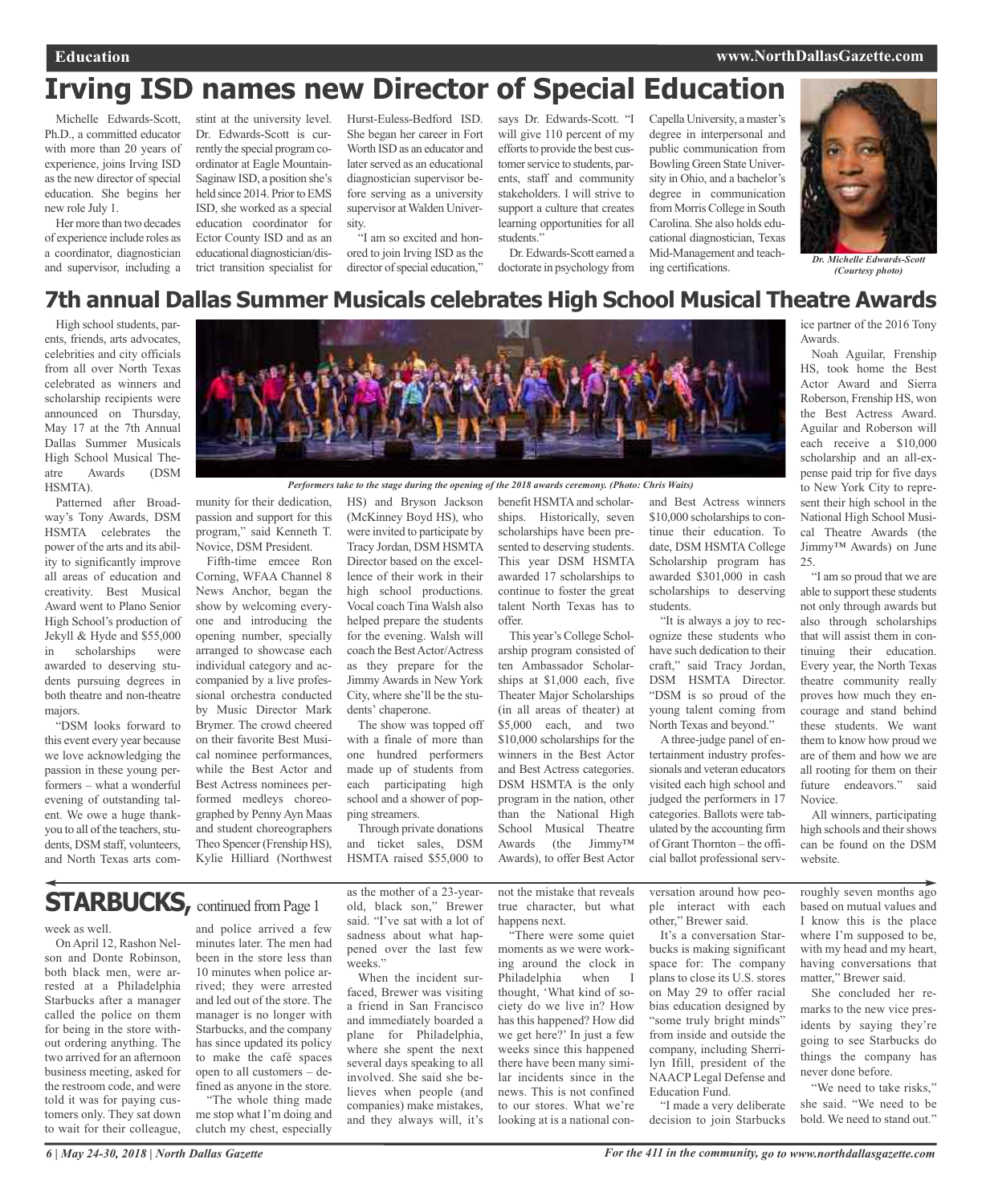# Irving ISD names new Director of Special Education

Michelle Edwards-Scott, Ph.D., a committed educator with more than 20 years of experience, joins Irving ISD as the new director of special education. She begins her new role July 1.

Her more than two decades of experience include roles as a coordinator, diagnostician and supervisor, including a stint at the university level. Dr. Edwards-Scott is currently the special program coordinator at Eagle Mountain-Saginaw ISD, a position she's held since 2014. Prior to EMS ISD, she worked as a special education coordinator for Ector County ISD and as an educational diagnostician/district transition specialist for Hurst-Euless-Bedford ISD. She began her career in Fort Worth ISD as an educator and later served as an educational diagnostician supervisor before serving as a university supervisor at Walden University.

"I am so excited and honored to join Irving ISD as the director of special education," says Dr. Edwards-Scott. "I will give 110 percent of my efforts to provide the best customer service to students, parents, staff and community stakeholders. I will strive to support a culture that creates learning opportunities for all students."

Dr. Edwards-Scott earned a doctorate in psychology from Capella University, a master's degree in interpersonal and public communication from Bowling Green State University in Ohio, and a bachelor's degree in communication from Morris College in South Carolina. She also holds educational diagnostician, Texas Mid-Management and teaching certifications.

*Dr. Michelle Edwards-Scott (Courtesy photo)*

# 7th annual Dallas Summer Musicals celebrates High School Musical Theatre Awards

High school students, parents, friends, arts advocates, celebrities and city officials from all over North Texas celebrated as winners and scholarship recipients were announced on Thursday, May 17 at the 7th Annual Dallas Summer Musicals High School Musical Theatre Awards (DSM HSMTA).

*Performers take to the stage during the opening of the 2018 awards ceremony. (Photo: Chris Waits)*

Patterned after Broadway's Tony Awards, DSM HSMTA celebrates the power of the arts and its ability to significantly improve all areas of education and creativity. Best Musical Award went to Plano Senior High School's production of Jekyll & Hyde and $55,000 in scholarships were awarded to deserving students pursuing degrees in both theatre and non-theatre majors.

"DSM looks forward to this event every year because we love acknowledging the passion in these young performers – what a wonderful evening of outstanding talent. We owe a huge thank-you to all of the teachers, students, DSM staff, volunteers, and North Texas arts community for their dedication, passion and support for this program," said Kenneth T. Novice, DSM President.

Fifth-time emcee Ron Corning, WFAA Channel 8 News Anchor, began the show by welcoming everyone and introducing the opening number, specially arranged to showcase each individual category and accompanied by a live professional orchestra conducted by Music Director Mark Brymer. The crowd cheered on their favorite Best Musical nominee performances, while the Best Actor and Best Actress nominees performed medleys choreographed by Penny Ayn Maas and student choreographers Theo Spencer (Frenship HS), Kylie Hilliard (Northwest HS) and Bryson Jackson (McKinney Boyd HS), who were invited to participate by Tracy Jordan, DSM HSMTA Director based on the excellence of their work in their high school productions. Vocal coach Tina Walsh also helped prepare the students for the evening. Walsh will coach the Best Actor/Actress as they prepare for the Jimmy Awards in New York City, where she'll be the students' chaperone.

The show was topped off with a finale of more than one hundred performers made up of students from each participating high school and a shower of popping streamers.

Through private donations and ticket sales, DSM HSMTA raised $55,000 to benefit HSMTA and scholarships. Historically, seven scholarships have been presented to deserving students. This year DSM HSMTA awarded 17 scholarships to continue to foster the great talent North Texas has to offer.

This year's College Scholarship program consisted of ten Ambassador Scholarships at $1,000 each, five Theater Major Scholarships (in all areas of theater) at $5,000 each, and two $10,000 scholarships for the winners in the Best Actor and Best Actress categories. DSM HSMTA is the only program in the nation, other than the National High School Musical Theatre Awards (the Jimmy™ Awards), to offer Best Actor and Best Actress winners $10,000 scholarships to continue their education. To date, DSM HSMTA College Scholarship program has awarded $301,000 in cash scholarships to deserving students.

"It is always a joy to recognize these students who have such dedication to their craft," said Tracy Jordan, DSM HSMTA Director. "DSM is so proud of the young talent coming from North Texas and beyond."

A three-judge panel of entertainment industry professionals and veteran educators visited each high school and judged the performers in 17 categories. Ballots were tabulated by the accounting firm of Grant Thornton – the official ballot professional service partner of the 2016 Tony Awards.

Noah Aguilar, Frenship HS, took home the Best Actor Award and Sierra Roberson, Frenship HS, won the Best Actress Award. Aguilar and Roberson will each receive a $10,000 scholarship and an all-expense paid trip for five days to New York City to represent their high school in the National High School Musical Theatre Awards (the Jimmy™ Awards) on June 25.

"I am so proud that we are able to support these students not only through awards but also through scholarships that will assist them in continuing their education. Every year, the North Texas theatre community really proves how much they encourage and stand behind these students. We want them to know how proud we are of them and how we are all rooting for them on their future endeavors." said Novice.

All winners, participating high schools and their shows can be found on the DSM website.

# STARBUCKS, continued from Page 1

week as well.

On April 12, Rashon Nelson and Donte Robinson, both black men, were arrested at a Philadelphia Starbucks after a manager called the police on them for being in the store without ordering anything. The two arrived for an afternoon business meeting, asked for the restroom code, and were told it was for paying customers only. They sat down to wait for their colleague, and police arrived a few minutes later. The men had been in the store less than 10 minutes when police arrived; they were arrested and led out of the store. The manager is no longer with Starbucks, and the company has since updated its policy to make the café spaces open to all customers – defined as anyone in the store.

"The whole thing made me stop what I'm doing and clutch my chest, especially as the mother of a 23-year-old, black son," Brewer said. "I've sat with a lot of sadness about what happened over the last few weeks."

When the incident surfaced, Brewer was visiting a friend in San Francisco and immediately boarded a plane for Philadelphia, where she spent the next several days speaking to all involved. She said she believes when people (and companies) make mistakes, and they always will, it's not the mistake that reveals true character, but what happens next.

"There were some quiet moments as we were working around the clock in Philadelphia when I thought, 'What kind of society do we live in? How has this happened? How did we get here?' In just a few weeks since this happened there have been many similar incidents since in the news. This is not confined to our stores. What we're looking at is a national conversation around how people interact with each other," Brewer said.

It's a conversation Starbucks is making significant space for: The company plans to close its U.S. stores on May 29 to offer racial bias education designed by "some truly bright minds" from inside and outside the company, including Sherrilyn Ifill, president of the NAACP Legal Defense and Education Fund.

"I made a very deliberate decision to join Starbucks roughly seven months ago based on mutual values and I know this is the place where I'm supposed to be, with my head and my heart, having conversations that matter," Brewer said.

She concluded her remarks to the new vice presidents by saying they're going to see Starbucks do things the company has never done before.

"We need to take risks," she said. "We need to be bold. We need to stand out."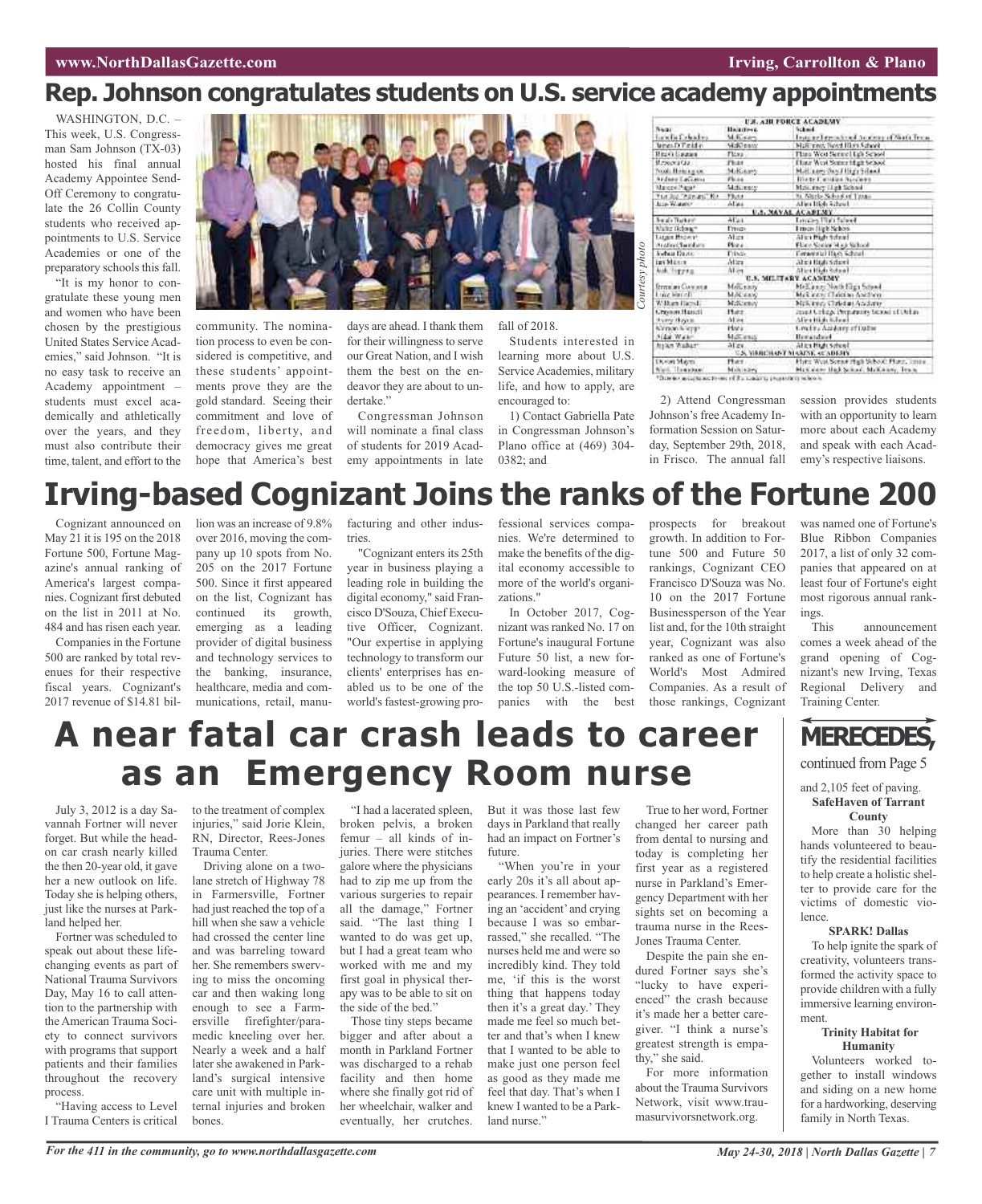# Rep. Johnson congratulates students on U.S. service academy appointments

WASHINGTON, D.C. – This week, U.S. Congressman Sam Johnson (TX-03) hosted his final annual Academy Appointee Send-Off Ceremony to congratulate the 26 Collin County students who received appointments to U.S. Service Academies or one of the preparatory schools this fall.

"It is my honor to congratulate these young men and women who have been chosen by the prestigious United States Service Academies," said Johnson. "It is no easy task to receive an Academy appointment – students must excel academically and athletically over the years, and they must also contribute their time, talent, and effort to the community. The nomination process to even be considered is competitive, and these students' appointments prove they are the gold standard. Seeing their commitment and love of freedom, liberty, and democracy gives me great hope that America's best days are ahead. I thank them for their willingness to serve our Great Nation, and I wish them the best on the endeavor they are about to undertake."

Congressman Johnson will nominate a final class of students for 2019 Academy appointments in late fall of 2018.

Students interested in learning more about U.S. Service Academies, military life, and how to apply, are encouraged to:

1) Contact Gabriella Pate in Congressman Johnson's Plano office at (469) 304-0382; and

2) Attend Congressman Johnson's free Academy Information Session on Saturday, September 29th, 2018, in Frisco. The annual fall session provides students with an opportunity to learn more about each Academy and speak with each Academy's respective liaisons.

*Courtesy photo*

| Name | Hometown | School |
|---|---|---|
| **U.S. AIR FORCE ACADEMY** | | |
| Lorrella Colombo | McKinney | Imagine International Academy of North Texas |
| James D. Goldin | McKinney | McKinney North High School |
| Brooke Lemma | Plano | Plano West Senior High School |
| Rebecca Liu | Plano | Plano West Senior High School |
| Noah Henning... | McKinney | McKinney Boyd High School |
| Andrew LaGrone | Plano | Prestonwood Christian Academy |
| Marcus Page* | McKinney | McKinney High School |
| ... | Plano | St. Mark's School of Texas |
| Luke Wanner | Allen | Allen High School |
| **U.S. NAVAL ACADEMY** | | |
| Jacob Baker* | Allen | Lovejoy High School |
| Walker Bishop* | Frisco | Frisco High School |
| Logan Brewer* | Allen | Allen High School |
| Andrew Chambers | Plano | Plano Senior High School |
| Joshua Davis | Frisco | Centennial High School |
| Ian Mixon | Allen | Allen High School |
| ... | Allen | Allen High School |
| **U.S. MILITARY ACADEMY** | | |
| ... | McKinney | McKinney North High School |
| Luke Morrell | McKinney | McKinney Christian Academy |
| William Harrell | McKinney | McKinney Christian Academy |
| ... | Plano | Jesuit College Preparatory School of Dallas |
| ... | Allen | Allen High School |
| ... | Plano | Greenhill Academy of Dallas |
| Aidan Waite | McKinney | Homeschool |
| Ryker Walker* | Allen | Allen High School |
| **U.S. MERCHANT MARINE ACADEMY** | | |
| Devon Mayes | Plano | Plano West Senior High School; Plano, Texas |
| ... | McKinney | McKinney High School; McKinney, Texas |

*Denotes acceptance to one of the Academy preparatory schools

# Irving-based Cognizant Joins the ranks of the Fortune 200

Cognizant announced on May 21 it is 195 on the 2018 Fortune 500, Fortune Magazine's annual ranking of America's largest companies. Cognizant first debuted on the list in 2011 at No. 484 and has risen each year.

Companies in the Fortune 500 are ranked by total revenues for their respective fiscal years. Cognizant's 2017 revenue of $14.81 billion was an increase of 9.8% over 2016, moving the company up 10 spots from No. 205 on the 2017 Fortune 500. Since it first appeared on the list, Cognizant has continued its growth, emerging as a leading provider of digital business and technology services to the banking, insurance, healthcare, media and communications, retail, manufacturing and other industries.

"Cognizant enters its 25th year in business playing a leading role in building the digital economy," said Francisco D'Souza, Chief Executive Officer, Cognizant. "Our expertise in applying technology to transform our clients' enterprises has enabled us to be one of the world's fastest-growing professional services companies. We're determined to make the benefits of the digital economy accessible to more of the world's organizations."

In October 2017, Cognizant was ranked No. 17 on Fortune's inaugural Fortune Future 50 list, a new forward-looking measure of the top 50 U.S.-listed companies with the best prospects for breakout growth. In addition to Fortune 500 and Future 50 rankings, Cognizant CEO Francisco D'Souza was No. 10 on the 2017 Fortune Businessperson of the Year list and, for the 10th straight year, Cognizant was also ranked as one of Fortune's World's Most Admired Companies. As a result of those rankings, Cognizant was named one of Fortune's Blue Ribbon Companies 2017, a list of only 32 companies that appeared on at least four of Fortune's eight most rigorous annual rankings.

This announcement comes a week ahead of the grand opening of Cognizant's new Irving, Texas Regional Delivery and Training Center.

# A near fatal car crash leads to career as an Emergency Room nurse

July 3, 2012 is a day Savannah Fortner will never forget. But while the head-on car crash nearly killed the then 20-year old, it gave her a new outlook on life. Today she is helping others, just like the nurses at Parkland helped her.

Fortner was scheduled to speak out about these life-changing events as part of National Trauma Survivors Day, May 16 to call attention to the partnership with the American Trauma Society to connect survivors with programs that support patients and their families throughout the recovery process.

"Having access to Level I Trauma Centers is critical to the treatment of complex injuries," said Jorie Klein, RN, Director, Rees-Jones Trauma Center.

Driving alone on a two-lane stretch of Highway 78 in Farmersville, Fortner had just reached the top of a hill when she saw a vehicle had crossed the center line and was barreling toward her. She remembers swerving to miss the oncoming car and then waking long enough to see a Farmersville firefighter/paramedic kneeling over her. Nearly a week and a half later she awakened in Parkland's surgical intensive care unit with multiple internal injuries and broken bones.

"I had a lacerated spleen, broken pelvis, a broken femur – all kinds of injuries. There were stitches galore where the physicians had to zip me up from the various surgeries to repair all the damage," Fortner said. "The last thing I wanted to do was get up, but I had a great team who worked with me and my first goal in physical therapy was to be able to sit on the side of the bed."

Those tiny steps became bigger and after about a month in Parkland Fortner was discharged to a rehab facility and then home where she finally got rid of her wheelchair, walker and eventually, her crutches.

But it was those last few days in Parkland that really had an impact on Fortner's future.

"When you're in your early 20s it's all about appearances. I remember having an 'accident' and crying because I was so embarrassed," she recalled. "The nurses held me and were so incredibly kind. They told me, 'if this is the worst thing that happens today then it's a great day.' They made me feel so much better and that's when I knew that I wanted to be able to make just one person feel as good as they made me feel that day. That's when I knew I wanted to be a Parkland nurse."

True to her word, Fortner changed her career path from dental to nursing and today is completing her first year as a registered nurse in Parkland's Emergency Department with her sights set on becoming a trauma nurse in the Rees-Jones Trauma Center.

Despite the pain she endured Fortner says she's "lucky to have experienced" the crash because it's made her a better caregiver. "I think a nurse's greatest strength is empathy," she said.

For more information about the Trauma Survivors Network, visit www.traumasurvivorsnetwork.org.

## MERECEDES, continued from Page 5

and 2,105 feet of paving.

**SafeHaven of Tarrant County**

More than 30 helping hands volunteered to beautify the residential facilities to help create a holistic shelter to provide care for the victims of domestic violence.

**SPARK! Dallas**

To help ignite the spark of creativity, volunteers transformed the activity space to provide children with a fully immersive learning environment.

**Trinity Habitat for Humanity**

Volunteers worked together to install windows and siding on a new home for a hardworking, deserving family in North Texas.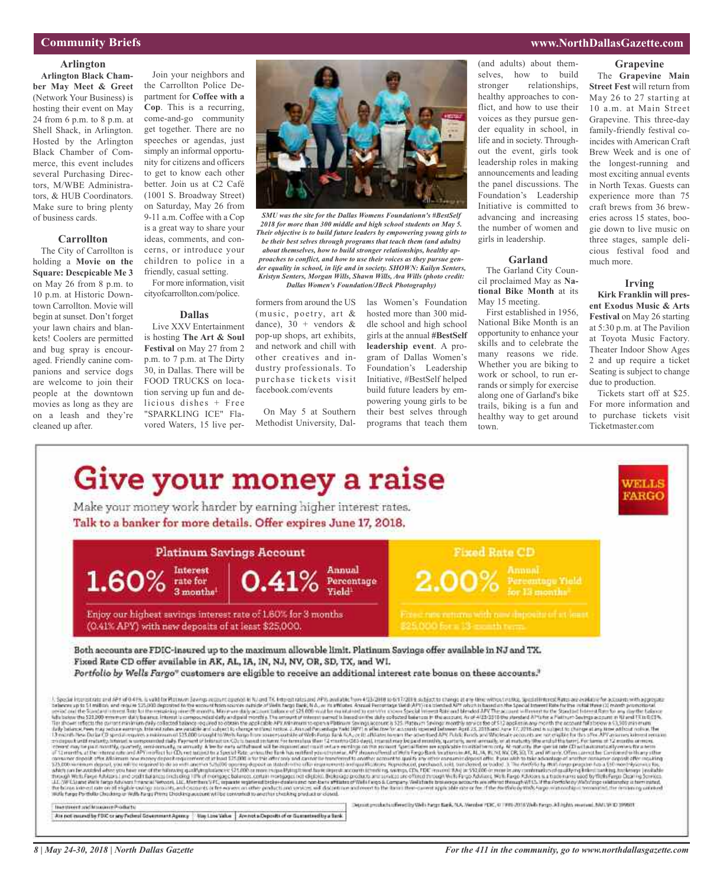## Community Briefs

### Arlington

**Arlington Black Chamber May Meet & Greet** (Network Your Business) is hosting their event on May 24 from 6 p.m. to 8 p.m. at Shell Shack, in Arlington. Hosted by the Arlington Black Chamber of Commerce, this event includes several Purchasing Directors, M/WBE Administrators, & HUB Coordinators. Make sure to bring plenty of business cards.

### Carrollton

The City of Carrollton is holding a **Movie on the Square: Descpicable Me 3** on May 26 from 8 p.m. to 10 p.m. at Historic Downtown Carrollton. Movie will begin at sunset. Don't forget your lawn chairs and blankets! Coolers are permitted and bug spray is encouraged. Friendly canine companions and service dogs are welcome to join their people at the downtown movies as long as they are on a leash and they're cleaned up after.

Join your neighbors and the Carrollton Police Department for **Coffee with a Cop**. This is a recurring, come-and-go community get together. There are no speeches or agendas, just simply an informal opportunity for citizens and officers to get to know each other better. Join us at C2 Café (1001 S. Broadway Street) on Saturday, May 26 from 9-11 a.m. Coffee with a Cop is a great way to share your ideas, comments, and concerns, or introduce your children to police in a friendly, casual setting.

For more information, visit cityofcarrollton.com/police.

### Dallas

Live XXV Entertainment is hosting **The Art & Soul Festival** on May 27 from 2 p.m. to 7 p.m. at The Dirty 30, in Dallas. There will be FOOD TRUCKS on location serving up fun and delicious dishes + Free "SPARKLING ICE" Flavored Waters, 15 live performers from around the US (music, poetry, art & dance), 30 + vendors & pop-up shops, art exhibits, and network and chill with other creatives and industry professionals. To purchase tickets visit facebook.com/events

*SMU was the site for the Dallas Womens Foundationn's #BestSelf 2018 for more than 300 middle and high school students on May 5. Their objective is to build future leaders by empowering young girls to be their best selves through programs that teach them (and adults) about themselves, how to build stronger relationships, healthy approaches to conflict, and how to use their voices as they pursue gender equality in school, in life and in society. SHOWN: Kailyn Senters, Kristyn Senters, Morgan Wills, Shawn Wills, Ava Wills (photo credit: Dallas Women's Foundation/JBeck Photography)*

On May 5 at Southern Methodist University, Dallas Women's Foundation hosted more than 300 middle school and high school girls at the annual **#BestSelf leadership event**. A program of Dallas Women's Foundation's Leadership Initiative, #BestSelf helped build future leaders by empowering young girls to be their best selves through programs that teach them (and adults) about themselves, how to build stronger relationships, healthy approaches to conflict, and how to use their voices as they pursue gender equality in school, in life and in society. Throughout the event, girls took leadership roles in making announcements and leading the panel discussions. The Foundation's Leadership Initiative is committed to advancing and increasing the number of women and girls in leadership.

### Garland

The Garland City Council proclaimed May as **National Bike Month** at its May 15 meeting.

First established in 1956, National Bike Month is an opportunity to enhance your skills and to celebrate the many reasons we ride. Whether you are biking to work or school, to run errands or simply for exercise along one of Garland's bike trails, biking is a fun and healthy way to get around town.

### Grapevine

The **Grapevine Main Street Fest** will return from May 26 to 27 starting at 10 a.m. at Main Street Grapevine. This three-day family-friendly festival coincides with American Craft Brew Week and is one of the longest-running and most exciting annual events in North Texas. Guests can experience more than 75 craft brews from 36 breweries across 15 states, boogie down to live music on three stages, sample delicious festival food and much more.

### Irving

**Kirk Franklin will present Exodus Music & Arts Festival** on May 26 starting at 5:30 p.m. at The Pavilion at Toyota Music Factory. Theater Indoor Show Ages 2 and up require a ticket Seating is subject to change due to production.

Tickets start off at $25. For more information and to purchase tickets visit Ticketmaster.com

---

# Give your money a raise

Make your money work harder by earning higher interest rates.

**Talk to a banker for more details. Offer expires June 17, 2018.**

**WELLS FARGO**

| Platinum Savings Account | | Fixed Rate CD |
|---|---|---|
| 1.60% Interest rate for 3 months[1] | 0.41% Annual Percentage Yield[1] | 2.00% Annual Percentage Yield for 13 months[2] |
| Enjoy our highest savings interest rate of 1.60% for 3 months (0.41% APY) with new deposits of at least $25,000. | | Fixed rate returns with new deposits of at least $25,000 for a 13-month term. |

**Both accounts are FDIC-insured up to the maximum allowable limit. Platinum Savings offer available in NJ and TX. Fixed Rate CD offer available in AK, AL, IA, IN, NJ, NV, OR, SD, TX, and WI.**

***Portfolio by Wells Fargo® customers are eligible to receive an additional interest rate bonus on these accounts.[3]***

| Investment and Insurance Products: | | |
|---|---|---|
| Are not insured by FDIC or any Federal Government Agency | May Lose Value | Are not a Deposit of or Guaranteed by a Bank |

Deposit products offered by Wells Fargo Bank, N.A. Member FDIC. © 1995-2018 Wells Fargo. All rights reserved.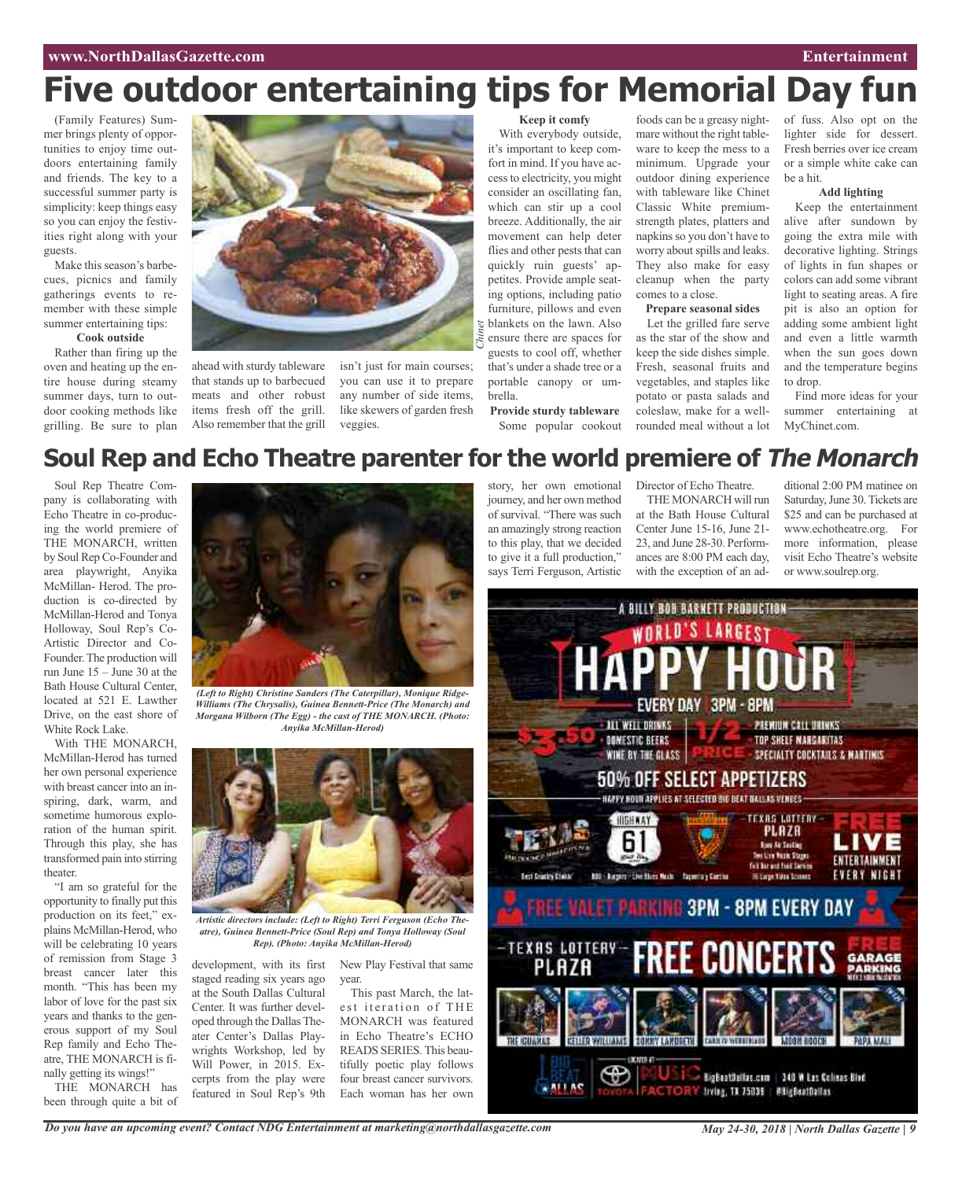# Five outdoor entertaining tips for Memorial Day fun

(Family Features) Summer brings plenty of opportunities to enjoy time outdoors entertaining family and friends. The key to a successful summer party is simplicity: keep things easy so you can enjoy the festivities right along with your guests.

Make this season's barbecues, picnics and family gatherings events to remember with these simple summer entertaining tips:

**Cook outside**

Rather than firing up the oven and heating up the entire house during steamy summer days, turn to outdoor cooking methods like grilling. Be sure to plan ahead with sturdy tableware that stands up to barbecued meats and other robust items fresh off the grill. Also remember that the grill isn't just for main courses; you can use it to prepare any number of side items, like skewers of garden fresh veggies.

**Keep it comfy**

With everybody outside, it's important to keep comfort in mind. If you have access to electricity, you might consider an oscillating fan, which can stir up a cool breeze. Additionally, the air movement can help deter flies and other pests that can quickly ruin guests' appetites. Provide ample seating options, including patio furniture, pillows and even blankets on the lawn. Also ensure there are spaces for guests to cool off, whether that's under a shade tree or a portable canopy or umbrella.

**Provide sturdy tableware**

Some popular cookout foods can be a greasy nightmare without the right tableware to keep the mess to a minimum. Upgrade your outdoor dining experience with tableware like Chinet Classic White premium-strength plates, platters and napkins so you don't have to worry about spills and leaks. They also make for easy cleanup when the party comes to a close.

**Prepare seasonal sides**

Let the grilled fare serve as the star of the show and keep the side dishes simple. Fresh, seasonal fruits and vegetables, and staples like potato or pasta salads and coleslaw, make for a well-rounded meal without a lot of fuss. Also opt on the lighter side for dessert. Fresh berries over ice cream or a simple white cake can be a hit.

**Add lighting**

Keep the entertainment alive after sundown by going the extra mile with decorative lighting. Strings of lights in fun shapes or colors can add some vibrant light to seating areas. A fire pit is also an option for adding some ambient light and even a little warmth when the sun goes down and the temperature begins to drop.

Find more ideas for your summer entertaining at MyChinet.com.

# Soul Rep and Echo Theatre parenter for the world premiere of *The Monarch*

Soul Rep Theatre Company is collaborating with Echo Theatre in co-producing the world premiere of THE MONARCH, written by Soul Rep Co-Founder and area playwright, Anyika McMillan- Herod. The production is co-directed by McMillan-Herod and Tonya Holloway, Soul Rep's Co-Artistic Director and Co-Founder. The production will run June 15 – June 30 at the Bath House Cultural Center, located at 521 E. Lawther Drive, on the east shore of White Rock Lake.

With THE MONARCH, McMillan-Herod has turned her own personal experience with breast cancer into an inspiring, dark, warm, and sometime humorous exploration of the human spirit. Through this play, she has transformed pain into stirring theater.

"I am so grateful for the opportunity to finally put this production on its feet," explains McMillan-Herod, who will be celebrating 10 years of remission from Stage 3 breast cancer later this month. "This has been my labor of love for the past six years and thanks to the generous support of my Soul Rep family and Echo Theatre, THE MONARCH is finally getting its wings!"

THE MONARCH has been through quite a bit of development, with its first staged reading six years ago at the South Dallas Cultural Center. It was further developed through the Dallas Theater Center's Dallas Playwrights Workshop, led by Will Power, in 2015. Excerpts from the play were featured in Soul Rep's 9th New Play Festival that same year.

*(Left to Right) Christine Sanders (The Caterpillar), Monique Ridge-Williams (The Chrysalis), Guinea Bennett-Price (The Monarch) and Morgana Wilborn (The Egg) - the cast of THE MONARCH. (Photo: Anyika McMillan-Herod)*

*Artistic directors include: (Left to Right) Terri Ferguson (Echo Theatre), Guinea Bennett-Price (Soul Rep) and Tonya Holloway (Soul Rep). (Photo: Anyika McMillan-Herod)*

This past March, the latest iteration of THE MONARCH was featured in Echo Theatre's ECHO READS SERIES. This beautifully poetic play follows four breast cancer survivors. Each woman has her own story, her own emotional journey, and her own method of survival. "There was such an amazingly strong reaction to this play, that we decided to give it a full production," says Terri Ferguson, Artistic Director of Echo Theatre.

THE MONARCH will run at the Bath House Cultural Center June 15-16, June 21-23, and June 28-30. Performances are 8:00 PM each day, with the exception of an additional 2:00 PM matinee on Saturday, June 30. Tickets are $25 and can be purchased at www.echotheatre.org. For more information, please visit Echo Theatre's website or www.soulrep.org.

Do you have an upcoming event? Contact NDG Entertainment at marketing@northdallasgazette.com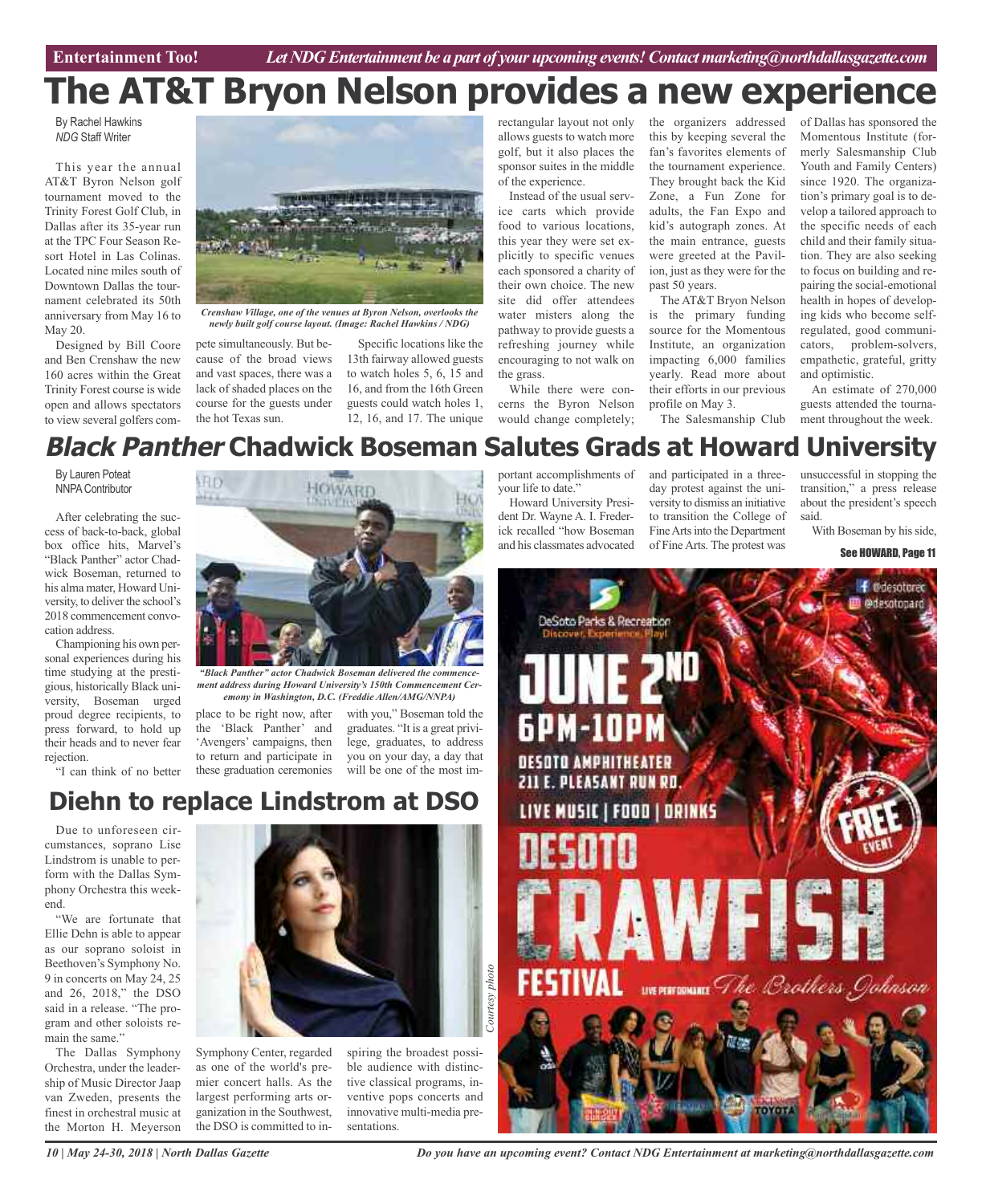# The AT&T Bryon Nelson provides a new experience

By Rachel Hawkins
*NDG* Staff Writer

This year the annual AT&T Byron Nelson golf tournament moved to the Trinity Forest Golf Club, in Dallas after its 35-year run at the TPC Four Season Resort Hotel in Las Colinas. Located nine miles south of Downtown Dallas the tournament celebrated its 50th anniversary from May 16 to May 20.

*Crenshaw Village, one of the venues at Byron Nelson, overlooks the newly built golf course layout. (Image: Rachel Hawkins / NDG)*

Designed by Bill Coore and Ben Crenshaw the new 160 acres within the Great Trinity Forest course is wide open and allows spectators to view several golfers compete simultaneously. But because of the broad views and vast spaces, there was a lack of shaded places on the course for the guests under the hot Texas sun.

Specific locations like the 13th fairway allowed guests to watch holes 5, 6, 15 and 16, and from the 16th Green guests could watch holes 1, 12, 16, and 17. The unique rectangular layout not only allows guests to watch more golf, but it also places the sponsor suites in the middle of the experience.

Instead of the usual service carts which provide food to various locations, this year they were set explicitly to specific venues each sponsored a charity of their own choice. The new site did offer attendees water misters along the pathway to provide guests a refreshing journey while encouraging to not walk on the grass.

While there were concerns the Byron Nelson would change completely; the organizers addressed this by keeping several the fan's favorites elements of the tournament experience. They brought back the Kid Zone, a Fun Zone for adults, the Fan Expo and kid's autograph zones. At the main entrance, guests were greeted at the Pavilion, just as they were for the past 50 years.

The AT&T Bryon Nelson is the primary funding source for the Momentous Institute, an organization impacting 6,000 families yearly. Read more about their efforts in our previous profile on May 3.

The Salesmanship Club of Dallas has sponsored the Momentous Institute (formerly Salesmanship Club Youth and Family Centers) since 1920. The organization's primary goal is to develop a tailored approach to the specific needs of each child and their family situation. They are also seeking to focus on building and repairing the social-emotional health in hopes of developing kids who become self-regulated, good communicators, problem-solvers, empathetic, grateful, gritty and optimistic.

An estimate of 270,000 guests attended the tournament throughout the week.

# *Black Panther* Chadwick Boseman Salutes Grads at Howard University

By Lauren Poteat
NNPA Contributor

After celebrating the success of back-to-back, global box office hits, Marvel's "Black Panther" actor Chadwick Boseman, returned to his alma mater, Howard University, to deliver the school's 2018 commencement convocation address.

Championing his own personal experiences during his time studying at the prestigious, historically Black university, Boseman urged proud degree recipients, to press forward, to hold up their heads and to never fear rejection.

*"Black Panther" actor Chadwick Boseman delivered the commencement address during Howard University's 150th Commencement Ceremony in Washington, D.C. (Freddie Allen/AMG/NNPA)*

"I can think of no better place to be right now, after the 'Black Panther' and 'Avengers' campaigns, then to return and participate in these graduation ceremonies with you," Boseman told the graduates. "It is a great privilege, graduates, to address you on your day, a day that will be one of the most important accomplishments of your life to date."

Howard University President Dr. Wayne A. I. Frederick recalled "how Boseman and his classmates advocated and participated in a three-day protest against the university to dismiss an initiative to transition the College of Fine Arts into the Department of Fine Arts. The protest was unsuccessful in stopping the transition," a press release about the president's speech said.

With Boseman by his side,

**See HOWARD, Page 11**

# Diehn to replace Lindstrom at DSO

Due to unforeseen circumstances, soprano Lise Lindstrom is unable to perform with the Dallas Symphony Orchestra this weekend.

"We are fortunate that Ellie Dehn is able to appear as our soprano soloist in Beethoven's Symphony No. 9 in concerts on May 24, 25 and 26, 2018," the DSO said in a release. "The program and other soloists remain the same."

*Courtesy photo*

The Dallas Symphony Orchestra, under the leadership of Music Director Jaap van Zweden, presents the finest in orchestral music at the Morton H. Meyerson Symphony Center, regarded as one of the world's premier concert halls. As the largest performing arts organization in the Southwest, the DSO is committed to inspiring the broadest possible audience with distinctive classical programs, inventive pops concerts and innovative multi-media presentations.

DeSoto Parks & Recreation
Discover, Experience, Play!

JUNE 2ND
6PM-10PM
DESOTO AMPHITHEATER
211 E. PLEASANT RUN RD.
LIVE MUSIC | FOOD | DRINKS

DESOTO CRAWFISH FESTIVAL
FREE EVENT
LIVE PERFORMANCE The Brothers Johnson

@desotorec
@desotopard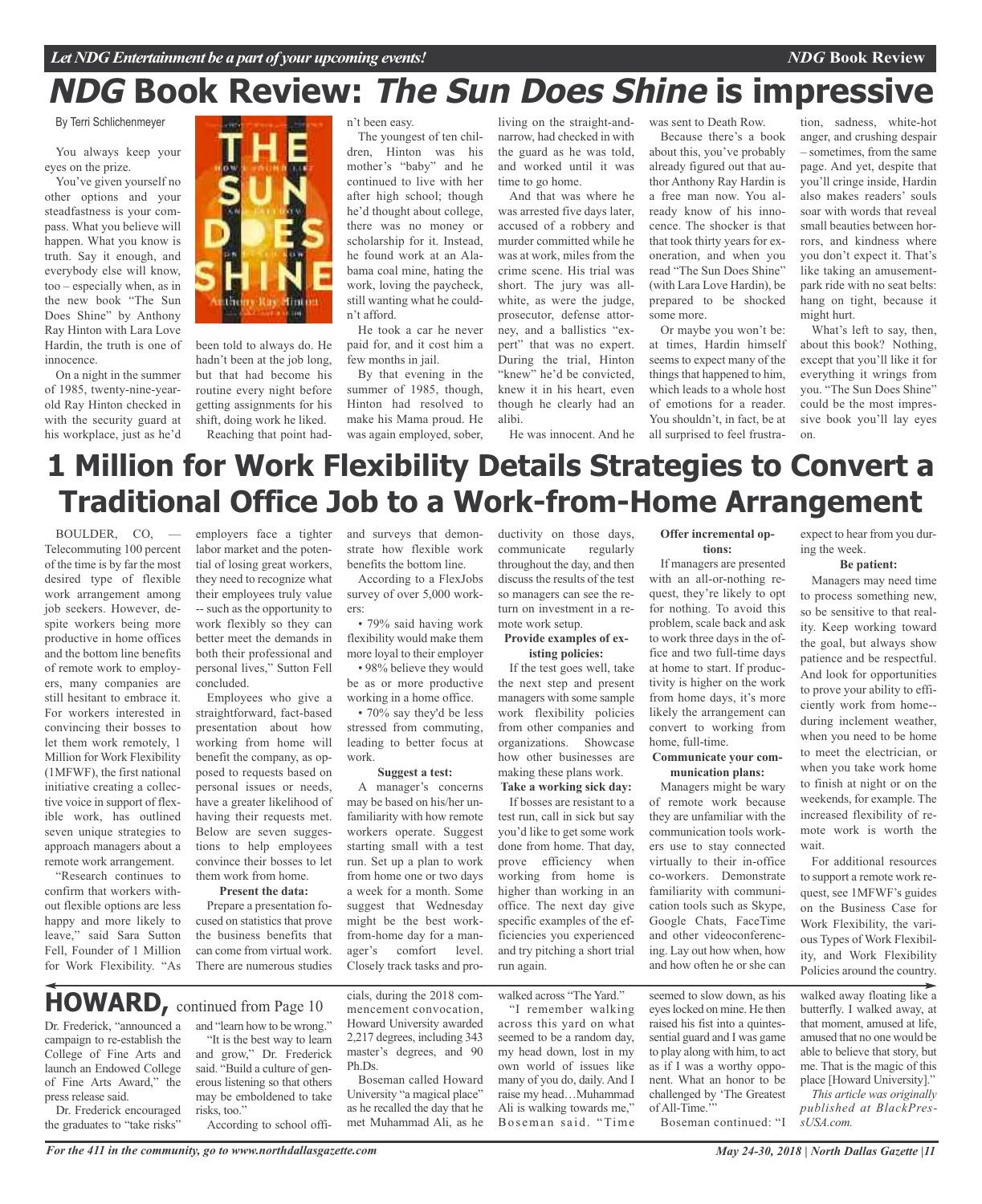# NDG Book Review: The Sun Does Shine is impressive

By Terri Schlichenmeyer

You always keep your eyes on the prize.

You've given yourself no other options and your steadfastness is your compass. What you believe will happen. What you know is truth. Say it enough, and everybody else will know, too – especially when, as in the new book "The Sun Does Shine" by Anthony Ray Hinton with Lara Love Hardin, the truth is one of innocence.

On a night in the summer of 1985, twenty-nine-year-old Ray Hinton checked in with the security guard at his workplace, just as he'd been told to always do. He hadn't been at the job long, but that had become his routine every night before getting assignments for his shift, doing work he liked.

Reaching that point hadn't been easy.

The youngest of ten children, Hinton was his mother's "baby" and he continued to live with her after high school; though he'd thought about college, there was no money or scholarship for it. Instead, he found work at an Alabama coal mine, hating the work, loving the paycheck, still wanting what he couldn't afford.

He took a car he never paid for, and it cost him a few months in jail.

By that evening in the summer of 1985, though, Hinton had resolved to make his Mama proud. He was again employed, sober, living on the straight-and-narrow, had checked in with the guard as he was told, and worked until it was time to go home.

And that was where he was arrested five days later, accused of a robbery and murder committed while he was at work, miles from the crime scene. His trial was short. The jury was all-white, as were the judge, prosecutor, defense attorney, and a ballistics "expert" that was no expert. During the trial, Hinton "knew" he'd be convicted, knew it in his heart, even though he clearly had an alibi.

He was innocent. And he was sent to Death Row.

Because there's a book about this, you've probably already figured out that author Anthony Ray Hardin is a free man now. You already know of his innocence. The shocker is that that took thirty years for exoneration, and when you read "The Sun Does Shine" (with Lara Love Hardin), be prepared to be shocked some more.

Or maybe you won't be: at times, Hardin himself seems to expect many of the things that happened to him, which leads to a whole host of emotions for a reader. You shouldn't, in fact, be at all surprised to feel frustration, sadness, white-hot anger, and crushing despair – sometimes, from the same page. And yet, despite that you'll cringe inside, Hardin also makes readers' souls soar with words that reveal small beauties between horrors, and kindness where you don't expect it. That's like taking an amusement-park ride with no seat belts: hang on tight, because it might hurt.

What's left to say, then, about this book? Nothing, except that you'll like it for everything it wrings from you. "The Sun Does Shine" could be the most impressive book you'll lay eyes on.

# 1 Million for Work Flexibility Details Strategies to Convert a Traditional Office Job to a Work-from-Home Arrangement

BOULDER, CO, — Telecommuting 100 percent of the time is by far the most desired type of flexible work arrangement among job seekers. However, despite workers being more productive in home offices and the bottom line benefits of remote work to employers, many companies are still hesitant to embrace it. For workers interested in convincing their bosses to let them work remotely, 1 Million for Work Flexibility (1MFWF), the first national initiative creating a collective voice in support of flexible work, has outlined seven unique strategies to approach managers about a remote work arrangement.

"Research continues to confirm that workers without flexible options are less happy and more likely to leave," said Sara Sutton Fell, Founder of 1 Million for Work Flexibility. "As employers face a tighter labor market and the potential of losing great workers, they need to recognize what their employees truly value -- such as the opportunity to work flexibly so they can better meet the demands in both their professional and personal lives," Sutton Fell concluded.

Employees who give a straightforward, fact-based presentation about how working from home will benefit the company, as opposed to requests based on personal issues or needs, have a greater likelihood of having their requests met. Below are seven suggestions to help employees convince their bosses to let them work from home.

**Present the data:**

Prepare a presentation focused on statistics that prove the business benefits that can come from virtual work. There are numerous studies and surveys that demonstrate how flexible work benefits the bottom line.

According to a FlexJobs survey of over 5,000 workers:

- 79% said having work flexibility would make them more loyal to their employer
- 98% believe they would be as or more productive working in a home office.
- 70% say they'd be less stressed from commuting, leading to better focus at work.

**Suggest a test:**

A manager's concerns may be based on his/her unfamiliarity with how remote workers operate. Suggest starting small with a test run. Set up a plan to work from home one or two days a week for a month. Some suggest that Wednesday might be the best work-from-home day for a manager's comfort level. Closely track tasks and productivity on those days, communicate regularly throughout the day, and then discuss the results of the test so managers can see the return on investment in a remote work setup.

**Provide examples of existing policies:**

If the test goes well, take the next step and present managers with some sample work flexibility policies from other companies and organizations. Showcase how other businesses are making these plans work.

**Take a working sick day:**

If bosses are resistant to a test run, call in sick but say you'd like to get some work done from home. That day, prove efficiency when working from home is higher than working in an office. The next day give specific examples of the efficiencies you experienced and try pitching a short trial run again.

**Offer incremental options:**

If managers are presented with an all-or-nothing request, they're likely to opt for nothing. To avoid this problem, scale back and ask to work three days in the office and two full-time days at home to start. If productivity is higher on the work from home days, it's more likely the arrangement can convert to working from home, full-time.

**Communicate your communication plans:**

Managers might be wary of remote work because they are unfamiliar with the communication tools workers use to stay connected virtually to their in-office co-workers. Demonstrate familiarity with communication tools such as Skype, Google Chats, FaceTime and other videoconferencing. Lay out how when, how and how often he or she can expect to hear from you during the week.

**Be patient:**

Managers may need time to process something new, so be sensitive to that reality. Keep working toward the goal, but always show patience and be respectful. And look for opportunities to prove your ability to efficiently work from home--during inclement weather, when you need to be home to meet the electrician, or when you take work home to finish at night or on the weekends, for example. The increased flexibility of remote work is worth the wait.

For additional resources to support a remote work request, see 1MFWF's guides on the Business Case for Work Flexibility, the various Types of Work Flexibility, and Work Flexibility Policies around the country.

## HOWARD, continued from Page 10

Dr. Frederick, "announced a campaign to re-establish the College of Fine Arts and launch an Endowed College of Fine Arts Award," the press release said.

Dr. Frederick encouraged the graduates to "take risks" and "learn how to be wrong."

"It is the best way to learn and grow," Dr. Frederick said. "Build a culture of generous listening so that others may be emboldened to take risks, too."

According to school officials, during the 2018 commencement convocation, Howard University awarded 2,217 degrees, including 343 master's degrees, and 90 Ph.Ds.

Boseman called Howard University "a magical place" as he recalled the day that he met Muhammad Ali, as he walked across "The Yard."

"I remember walking across this yard on what seemed to be a random day, my head down, lost in my own world of issues like many of you do, daily. And I raise my head…Muhammad Ali is walking towards me," Boseman said. "Time seemed to slow down, as his eyes locked on mine. He then raised his fist into a quintessential guard and I was game to play along with him, to act as if I was a worthy opponent. What an honor to be challenged by 'The Greatest of All-Time.'"

Boseman continued: "I walked away floating like a butterfly. I walked away, at that moment, amused at life, amused that no one would be able to believe that story, but me. That is the magic of this place [Howard University]."

*This article was originally published at BlackPressUSA.com.*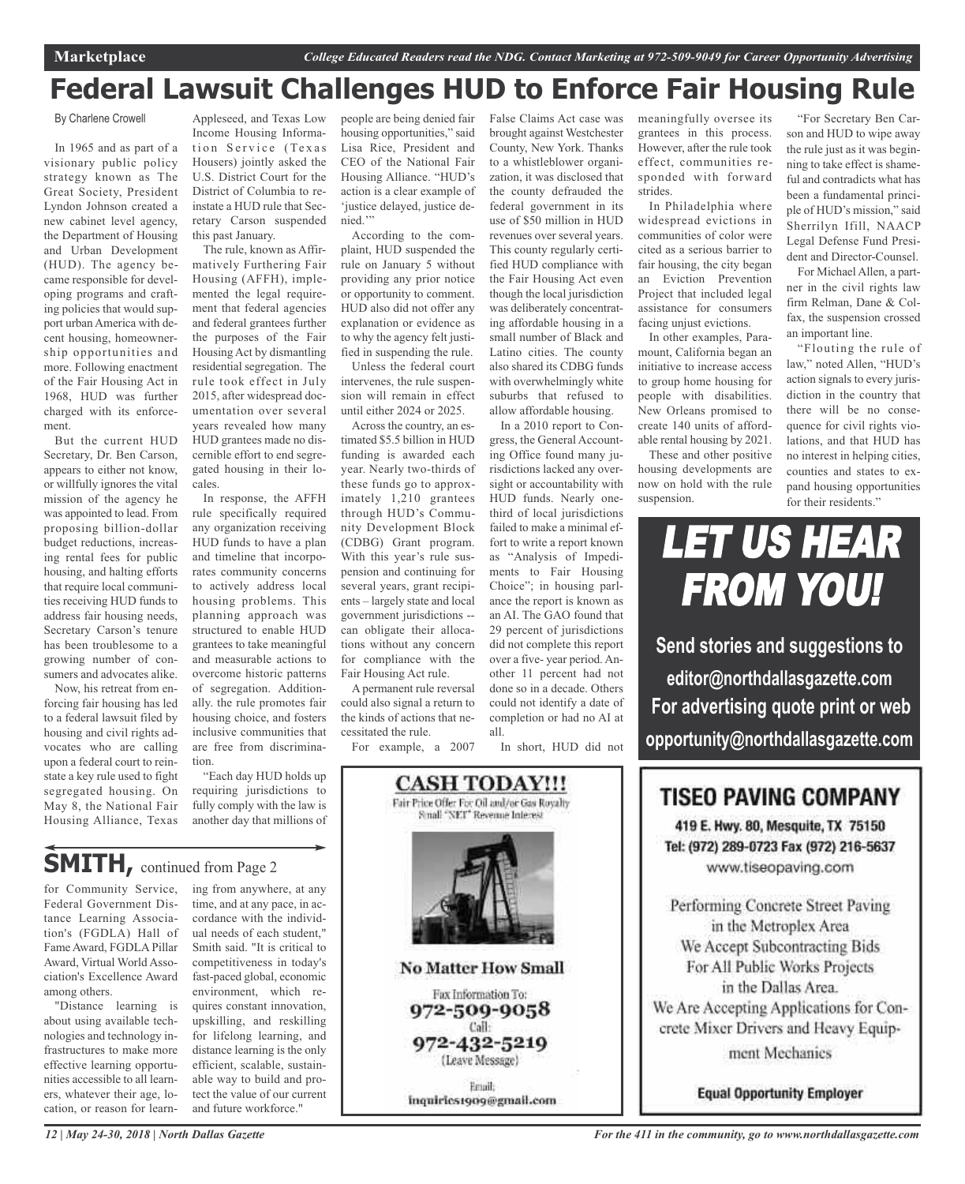# Federal Lawsuit Challenges HUD to Enforce Fair Housing Rule

By Charlene Crowell

In 1965 and as part of a visionary public policy strategy known as The Great Society, President Lyndon Johnson created a new cabinet level agency, the Department of Housing and Urban Development (HUD). The agency became responsible for developing programs and crafting policies that would support urban America with decent housing, homeownership opportunities and more. Following enactment of the Fair Housing Act in 1968, HUD was further charged with its enforcement.

But the current HUD Secretary, Dr. Ben Carson, appears to either not know, or willfully ignores the vital mission of the agency he was appointed to lead. From proposing billion-dollar budget reductions, increasing rental fees for public housing, and halting efforts that require local communities receiving HUD funds to address fair housing needs, Secretary Carson's tenure has been troublesome to a growing number of consumers and advocates alike.

Now, his retreat from enforcing fair housing has led to a federal lawsuit filed by housing and civil rights advocates who are calling upon a federal court to reinstate a key rule used to fight segregated housing. On May 8, the National Fair Housing Alliance, Texas Appleseed, and Texas Low Income Housing Information Service (Texas Housers) jointly asked the U.S. District Court for the District of Columbia to reinstate a HUD rule that Secretary Carson suspended this past January.

The rule, known as Affirmatively Furthering Fair Housing (AFFH), implemented the legal requirement that federal agencies and federal grantees further the purposes of the Fair Housing Act by dismantling residential segregation. The rule took effect in July 2015, after widespread documentation over several years revealed how many HUD grantees made no discernible effort to end segregated housing in their locales.

In response, the AFFH rule specifically required any organization receiving HUD funds to have a plan and timeline that incorporates community concerns to actively address local housing problems. This planning approach was structured to enable HUD grantees to take meaningful and measurable actions to overcome historic patterns of segregation. Additionally. the rule promotes fair housing choice, and fosters inclusive communities that are free from discrimination.

"Each day HUD holds up requiring jurisdictions to fully comply with the law is another day that millions of people are being denied fair housing opportunities," said Lisa Rice, President and CEO of the National Fair Housing Alliance. "HUD's action is a clear example of 'justice delayed, justice denied.'"

According to the complaint, HUD suspended the rule on January 5 without providing any prior notice or opportunity to comment. HUD also did not offer any explanation or evidence as to why the agency felt justified in suspending the rule.

Unless the federal court intervenes, the rule suspension will remain in effect until either 2024 or 2025.

Across the country, an estimated $5.5 billion in HUD funding is awarded each year. Nearly two-thirds of these funds go to approximately 1,210 grantees through HUD's Community Development Block (CDBG) Grant program. With this year's rule suspension and continuing for several years, grant recipients – largely state and local government jurisdictions -- can obligate their allocations without any concern for compliance with the Fair Housing Act rule.

A permanent rule reversal could also signal a return to the kinds of actions that necessitated the rule.

For example, a 2007 False Claims Act case was brought against Westchester County, New York. Thanks to a whistleblower organization, it was disclosed that the county defrauded the federal government in its use of $50 million in HUD revenues over several years. This county regularly certified HUD compliance with the Fair Housing Act even though the local jurisdiction was deliberately concentrating affordable housing in a small number of Black and Latino cities. The county also shared its CDBG funds with overwhelmingly white suburbs that refused to allow affordable housing.

In a 2010 report to Congress, the General Accounting Office found many jurisdictions lacked any oversight or accountability with HUD funds. Nearly one-third of local jurisdictions failed to make a minimal effort to write a report known as "Analysis of Impediments to Fair Housing Choice"; in housing parlance the report is known as an AI. The GAO found that 29 percent of jurisdictions did not complete this report over a five- year period. Another 11 percent had not done so in a decade. Others could not identify a date of completion or had no AI at all.

In short, HUD did not meaningfully oversee its grantees in this process. However, after the rule took effect, communities responded with forward strides.

In Philadelphia where widespread evictions in communities of color were cited as a serious barrier to fair housing, the city began an Eviction Prevention Project that included legal assistance for consumers facing unjust evictions.

In other examples, Paramount, California began an initiative to increase access to group home housing for people with disabilities. New Orleans promised to create 140 units of affordable rental housing by 2021.

These and other positive housing developments are now on hold with the rule suspension.

"For Secretary Ben Carson and HUD to wipe away the rule just as it was beginning to take effect is shameful and contradicts what has been a fundamental principle of HUD's mission," said Sherrilyn Ifill, NAACP Legal Defense Fund President and Director-Counsel.

For Michael Allen, a partner in the civil rights law firm Relman, Dane & Colfax, the suspension crossed an important line.

"Flouting the rule of law," noted Allen, "HUD's action signals to every jurisdiction in the country that there will be no consequence for civil rights violations, and that HUD has no interest in helping cities, counties and states to expand housing opportunities for their residents."

## SMITH, continued from Page 2

for Community Service, Federal Government Distance Learning Association's (FGDLA) Hall of Fame Award, FGDLA Pillar Award, Virtual World Association's Excellence Award among others.

"Distance learning is about using available technologies and technology infrastructures to make more effective learning opportunities accessible to all learners, whatever their age, location, or reason for learning from anywhere, at any time, and at any pace, in accordance with the individual needs of each student," Smith said. "It is critical to competitiveness in today's fast-paced global, economic environment, which requires constant innovation, upskilling, and reskilling for lifelong learning, and distance learning is the only efficient, scalable, sustainable way to build and protect the value of our current and future workforce."

**CASH TODAY!!!**

Fair Price Offer For Oil and/or Gas Royalty Small "NET" Revenue Interest

**No Matter How Small**

Fax Information To: 972-509-9058

Call: 972-432-5219 (Leave Message)

Email: inquiries1909@gmail.com

**LET US HEAR FROM YOU!**

Send stories and suggestions to editor@northdallasgazette.com

For advertising quote print or web opportunity@northdallasgazette.com

**TISEO PAVING COMPANY**

419 E. Hwy. 80, Mesquite, TX 75150

Tel: (972) 289-0723 Fax (972) 216-5637

www.tiseopaving.com

Performing Concrete Street Paving in the Metroplex Area

We Accept Subcontracting Bids For All Public Works Projects in the Dallas Area.

We Are Accepting Applications for Concrete Mixer Drivers and Heavy Equipment Mechanics

**Equal Opportunity Employer**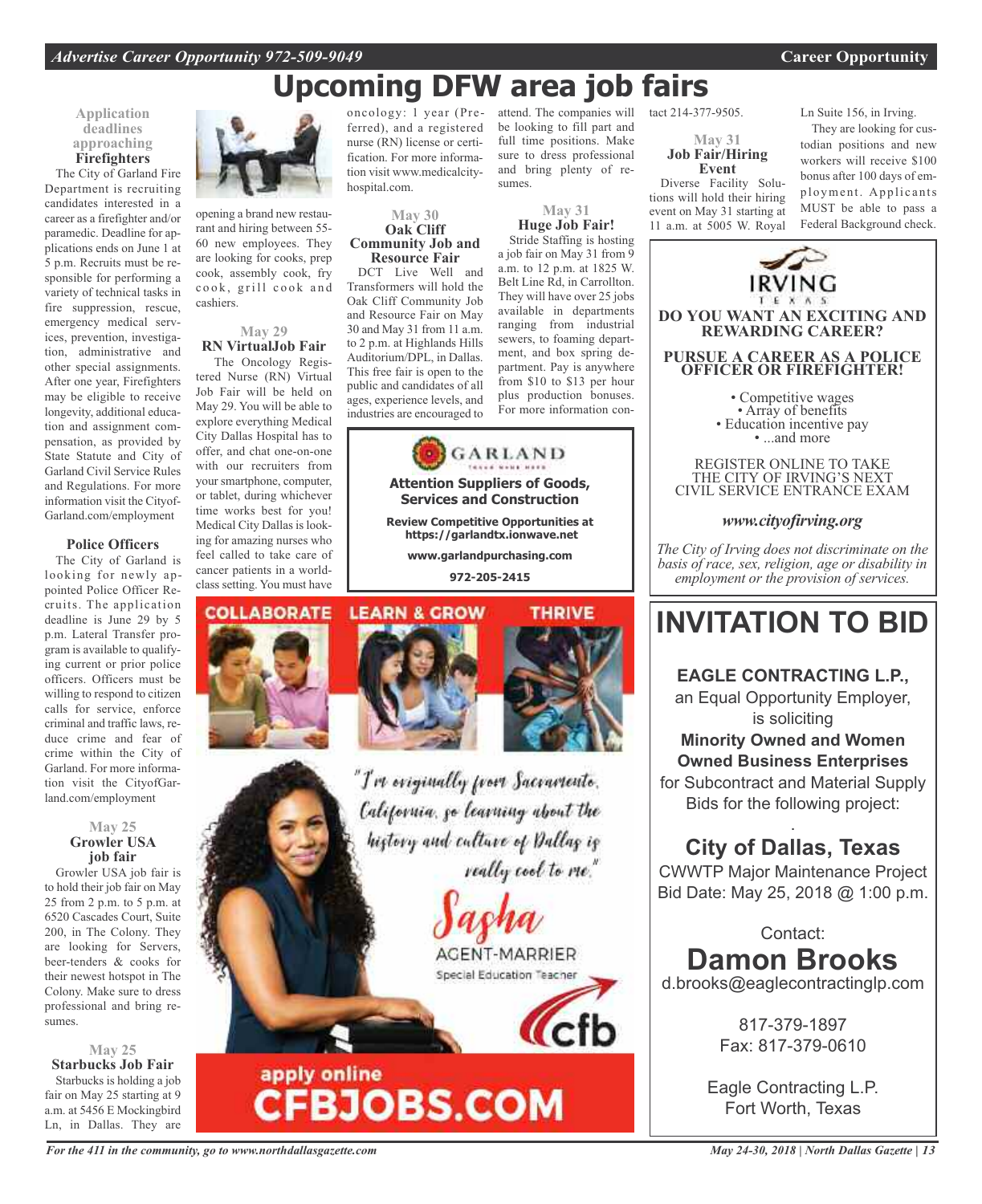# Upcoming DFW area job fairs

### Application deadlines approaching

### Firefighters

The City of Garland Fire Department is recruiting candidates interested in a career as a firefighter and/or paramedic. Deadline for applications ends on June 1 at 5 p.m. Recruits must be responsible for performing a variety of technical tasks in fire suppression, rescue, emergency medical services, prevention, investigation, administrative and other special assignments. After one year, Firefighters may be eligible to receive longevity, additional education and assignment compensation, as provided by State Statute and City of Garland Civil Service Rules and Regulations. For more information visit the CityofGarland.com/employment

### Police Officers

The City of Garland is looking for newly appointed Police Officer Recruits. The application deadline is June 29 by 5 p.m. Lateral Transfer program is available to qualifying current or prior police officers. Officers must be willing to respond to citizen calls for service, enforce criminal and traffic laws, reduce crime and fear of crime within the City of Garland. For more information visit the CityofGarland.com/employment

### May 25
### Growler USA job fair

Growler USA job fair is to hold their job fair on May 25 from 2 p.m. to 5 p.m. at 6520 Cascades Court, Suite 200, in The Colony. They are looking for Servers, beer-tenders & cooks for their newest hotspot in The Colony. Make sure to dress professional and bring resumes.

### May 25
### Starbucks Job Fair

Starbucks is holding a job fair on May 25 starting at 9 a.m. at 5456 E Mockingbird Ln, in Dallas. They are opening a brand new restaurant and hiring between 55-60 new employees. They are looking for cooks, prep cook, assembly cook, fry cook, grill cook and cashiers.

### May 29
### RN VirtualJob Fair

The Oncology Registered Nurse (RN) Virtual Job Fair will be held on May 29. You will be able to explore everything Medical City Dallas Hospital has to offer, and chat one-on-one with our recruiters from your smartphone, computer, or tablet, during whichever time works best for you! Medical City Dallas is looking for amazing nurses who feel called to take care of cancer patients in a world-class setting. You must have oncology: 1 year (Preferred), and a registered nurse (RN) license or certification. For more information visit www.medicalcityhospital.com.

### May 30
### Oak Cliff Community Job and Resource Fair

DCT Live Well and Transformers will hold the Oak Cliff Community Job and Resource Fair on May 30 and May 31 from 11 a.m. to 2 p.m. at Highlands Hills Auditorium/DPL, in Dallas. This free fair is open to the public and candidates of all ages, experience levels, and industries are encouraged to attend. The companies will be looking to fill part and full time positions. Make sure to dress professional and bring plenty of resumes.

### May 31
### Huge Job Fair!

Stride Staffing is hosting a job fair on May 31 from 9 a.m. to 12 p.m. at 1825 W. Belt Line Rd, in Carrollton. They will have over 25 jobs available in departments ranging from industrial sewers, to foaming department, and box spring department. Pay is anywhere from $10 to $13 per hour plus production bonuses. For more information contact 214-377-9505.

### May 31
### Job Fair/Hiring Event

Diverse Facility Solutions will hold their hiring event on May 31 starting at 11 a.m. at 5005 W. Royal Ln Suite 156, in Irving.

They are looking for custodian positions and new workers will receive $100 bonus after 100 days of employment. Applicants MUST be able to pass a Federal Background check.

---

**GARLAND**

**Attention Suppliers of Goods, Services and Construction**

**Review Competitive Opportunities at https://garlandtx.ionwave.net**

**www.garlandpurchasing.com**

**972-205-2415**

---

COLLABORATE LEARN & GROW THRIVE

"I'm originally from Sacramento, California, so learning about the history and culture of Dallas is really cool to me."

Sasha
AGENT-MARRIER
Special Education Teacher

cfb

apply online
**CFBJOBS.COM**

---

**IRVING** TEXAS

**DO YOU WANT AN EXCITING AND REWARDING CAREER?**

**PURSUE A CAREER AS A POLICE OFFICER OR FIREFIGHTER!**

- Competitive wages
- Array of benefits
- Education incentive pay
- ...and more

REGISTER ONLINE TO TAKE THE CITY OF IRVING'S NEXT CIVIL SERVICE ENTRANCE EXAM

***www.cityofirving.org***

*The City of Irving does not discriminate on the basis of race, sex, religion, age or disability in employment or the provision of services.*

---

# INVITATION TO BID

**EAGLE CONTRACTING L.P.,**
an Equal Opportunity Employer, is soliciting
**Minority Owned and Women Owned Business Enterprises**
for Subcontract and Material Supply Bids for the following project:

## City of Dallas, Texas

CWWTP Major Maintenance Project
Bid Date: May 25, 2018 @ 1:00 p.m.

Contact:
## Damon Brooks
d.brooks@eaglecontractinglp.com

817-379-1897
Fax: 817-379-0610

Eagle Contracting L.P.
Fort Worth, Texas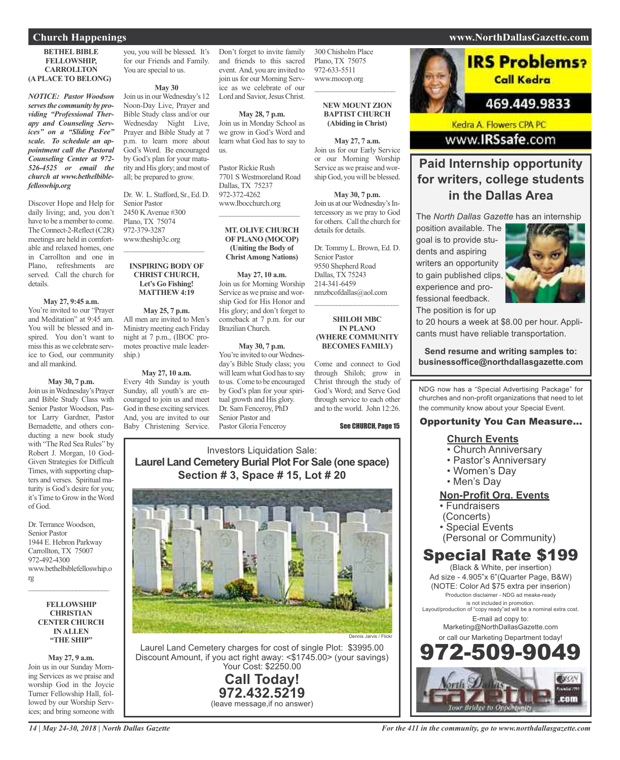## Church Happenings

### BETHEL BIBLE FELLOWSHIP, CARROLLTON (A PLACE TO BELONG)

***NOTICE: Pastor Woodson serves the community by providing "Professional Therapy and Counseling Services" on a "Sliding Fee" scale. To schedule an appointment call the Pastoral Counseling Center at 972-526-4525 or email the church at www.bethelbiblefelloswhip.org***

Discover Hope and Help for daily living; and, you don't have to be a member to come. The Connect-2-Reflect (C2R) meetings are held in comfortable and relaxed homes, one in Carrollton and one in Plano, refreshments are served. Call the church for details.

**May 27, 9:45 a.m.**
You're invited to our "Prayer and Meditation" at 9:45 am. You will be blessed and inspired. You don't want to miss this as we celebrate service to God, our community and all mankind.

**May 30, 7 p.m.**
Join us in Wednesday's Prayer and Bible Study Class with Senior Pastor Woodson, Pastor Larry Gardner, Pastor Bernadette, and others conducting a new book study with "The Red Sea Rules" by Robert J. Morgan, 10 God-Given Strategies for Difficult Times, with supporting chapters and verses. Spiritual maturity is God's desire for you; it's Time to Grow in the Word of God.

Dr. Terrance Woodson,
Senior Pastor
1944 E. Hebron Parkway
Carrollton, TX 75007
972-492-4300
www.bethelbiblefelloswhip.org

---

### FELLOWSHIP CHRISTIAN CENTER CHURCH IN ALLEN "THE SHIP"

**May 27, 9 a.m.**
Join us in our Sunday Morning Services as we praise and worship God in the Joycie Turner Fellowship Hall, followed by our Worship Services; and bring someone with you, you will be blessed. It's for our Friends and Family. You are special to us.

**May 30**
Join us in our Wednesday's 12 Noon-Day Live, Prayer and Bible Study class and/or our Wednesday Night Live, Prayer and Bible Study at 7 p.m. to learn more about God's Word. Be encouraged by God's plan for your maturity and His glory; and most of all; be prepared to grow.

Dr. W. L. Stafford, Sr., Ed. D.
Senior Pastor
2450 K Avenue #300
Plano, TX 75074
972-379-3287
www.theship3c.org

---

### INSPIRING BODY OF CHRIST CHURCH, Let's Go Fishing! MATTHEW 4:19

**May 25, 7 p.m.**
All men are invited to Men's Ministry meeting each Friday night at 7 p.m., (IBOC promotes proactive male leadership.)

**May 27, 10 a.m.**
Every 4th Sunday is youth Sunday, all youth's are encouraged to join us and meet God in these exciting services. And, you are invited to our Baby Christening Service. Don't forget to invite family and friends to this sacred event. And, you are invited to join us for our Morning Service as we celebrate of our Lord and Savior, Jesus Christ.

**May 28, 7 p.m.**
Join us in Monday School as we grow in God's Word and learn what God has to say to us.

Pastor Rickie Rush
7701 S Westmoreland Road
Dallas, TX 75237
972-372-4262
www.Ibocchurch.org

---

### MT. OLIVE CHURCH OF PLANO (MOCOP) (Uniting the Body of Christ Among Nations)

**May 27, 10 a.m.**
Join us for Morning Worship Service as we praise and worship God for His Honor and His glory; and don't forget to comeback at 7 p.m. for our Brazilian Church.

**May 30, 7 p.m.**
You're invited to our Wednesday's Bible Study class; you will learn what God has to say to us. Come to be encouraged by God's plan for your spiritual growth and His glory.
Dr. Sam Fenceroy, PhD
Senior Pastor and
Pastor Gloria Fenceroy
300 Chisholm Place
Plano, TX 75075
972-633-5511
www.mocop.org

---

### NEW MOUNT ZION BAPTIST CHURCH (Abiding in Christ)

**May 27, 7 a.m.**
Join us for our Early Service or our Morning Worship Service as we praise and worship God, you will be blessed.

**May 30, 7 p.m.**
Join us at our Wednesday's Intercessory as we pray to God for others. Call the church for details for details.

Dr. Tommy L. Brown, Ed. D.
Senior Pastor
9550 Shepherd Road
Dallas, TX 75243
214-341-6459
nmzbcofdallas@aol.com

---

### SHILOH MBC IN PLANO (WHERE COMMUNITY BECOMES FAMILY)

Come and connect to God through Shiloh; grow in Christ through the study of God's Word; and Serve God through service to each other and to the world. John 12:26.

See CHURCH, Page 15

---

Investors Liquidation Sale:
**Laurel Land Cemetery Burial Plot For Sale (one space)**
**Section # 3, Space # 15, Lot # 20**

Dennis Jarvis / Flickr

Laurel Land Cemetery charges for cost of single Plot: $3995.00
Discount Amount, if you act right away: <$1745.00> (your savings)
Your Cost: $2250.00

**Call Today!**
**972.432.5219**
(leave message,if no answer)

---

**IRS Problems? Call Kedra**
469.449.9833
Kedra A. Flowers CPA PC
www.IRSsafe.com

---

## Paid Internship opportunity for writers, college students in the Dallas Area

The *North Dallas Gazette* has an internship position available. The goal is to provide students and aspiring writers an opportunity to gain published clips, experience and professional feedback. The position is for up to 20 hours a week at $8.00 per hour. Applicants must have reliable transportation.

**Send resume and writing samples to: businessoffice@northdallasgazette.com**

---

NDG now has a "Special Advertising Package" for churches and non-profit organizations that need to let the community know about your Special Event.

**Opportunity You Can Measure...**

**Church Events**
- Church Anniversary
- Pastor's Anniversary
- Women's Day
- Men's Day

**Non-Profit Org. Events**
- Fundraisers (Concerts)
- Special Events (Personal or Community)

**Special Rate $199**
(Black & White, per insertion)
Ad size - 4.905"x 6"(Quarter Page, B&W)
(NOTE: Color Ad $75 extra per inserion)
Production disclaimer - NDG ad meake-ready is not included in promotion.
Layout/production of "copy ready"ad will be a nominal extra cost.
E-mail ad copy to:
Marketing@NorthDallasGazette.com
or call our Marketing Department today!
**972-509-9049**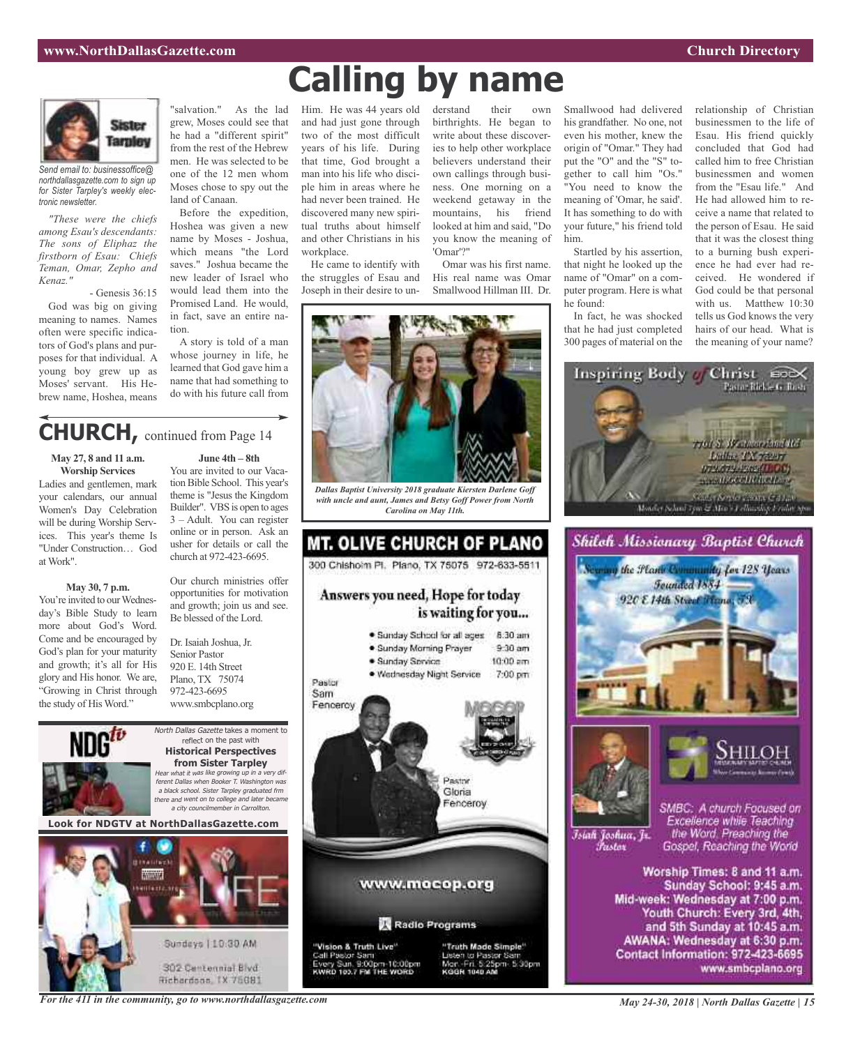# Calling by name

**Sister Tarpley**

*Send email to: businessoffice@northdallasgazette.com to sign up for Sister Tarpley's weekly electronic newsletter.*

*"These were the chiefs among Esau's descendants: The sons of Eliphaz the firstborn of Esau: Chiefs Teman, Omar, Zepho and Kenaz."*

- Genesis 36:15

God was big on giving meaning to names. Names often were specific indicators of God's plans and purposes for that individual. A young boy grew up as Moses' servant. His Hebrew name, Hoshea, means "salvation." As the lad grew, Moses could see that he had a "different spirit" from the rest of the Hebrew men. He was selected to be one of the 12 men whom Moses chose to spy out the land of Canaan.

Before the expedition, Hoshea was given a new name by Moses - Joshua, which means "the Lord saves." Joshua became the new leader of Israel who would lead them into the Promised Land. He would, in fact, save an entire nation.

A story is told of a man whose journey in life, he learned that God gave him a name that had something to do with his future call from Him. He was 44 years old and had just gone through two of the most difficult years of his life. During that time, God brought a man into his life who disciple him in areas where he had never been trained. He discovered many new spiritual truths about himself and other Christians in his workplace.

He came to identify with the struggles of Esau and Joseph in their desire to understand their own birthrights. He began to write about these discoveries to help other workplace believers understand their own callings through business. One morning on a weekend getaway in the mountains, his friend looked at him and said, "Do you know the meaning of 'Omar'?"

Omar was his first name. His real name was Omar Smallwood Hillman III. Dr. Smallwood had delivered his grandfather. No one, not even his mother, knew the origin of "Omar." They had put the "O" and the "S" together to call him "Os." "You need to know the meaning of 'Omar, he said'. It has something to do with your future," his friend told him.

Startled by his assertion, that night he looked up the name of "Omar" on a computer program. Here is what he found:

In fact, he was shocked that he had just completed 300 pages of material on the relationship of Christian businessmen to the life of Esau. His friend quickly concluded that God had called him to free Christian businessmen and women from the "Esau life." And He had allowed him to receive a name that related to the person of Esau. He said that it was the closest thing to a burning bush experience he had ever had received. He wondered if God could be that personal with us. Matthew 10:30 tells us God knows the very hairs of our head. What is the meaning of your name?

*Dallas Baptist University 2018 graduate Kiersten Darlene Goff with uncle and aunt, James and Betsy Goff Power from North Carolina on May 11th.*

## CHURCH, continued from Page 14

**May 27, 8 and 11 a.m.**
**Worship Services**

Ladies and gentlemen, mark your calendars, our annual Women's Day Celebration will be during Worship Services. This year's theme Is "Under Construction… God at Work".

**May 30, 7 p.m.**

You're invited to our Wednesday's Bible Study to learn more about God's Word. Come and be encouraged by God's plan for your maturity and growth; it's all for His glory and His honor. We are, "Growing in Christ through the study of His Word."

**June 4th – 8th**

You are invited to our Vacation Bible School. This year's theme is "Jesus the Kingdom Builder". VBS is open to ages 3 – Adult. You can register online or in person. Ask an usher for details or call the church at 972-423-6695.

Our church ministries offer opportunities for motivation and growth; join us and see. Be blessed of the Lord.

Dr. Isaiah Joshua, Jr.
Senior Pastor
920 E. 14th Street
Plano, TX 75074
972-423-6695
www.smbcplano.org

**NDGtv**

*North Dallas Gazette* takes a moment to reflect on the past with **Historical Perspectives from Sister Tarpley**

*Hear what it was like growing up in a very different Dallas when Booker T. Washington was a black school. Sister Tarpley graduated frm there and went on to college and later became a city councilmember in Carrollton.*

**Look for NDGTV at NorthDallasGazette.com**

LIFE

Sundays | 10:30 AM
302 Centennial Blvd
Richardson, TX 75081

**Inspiring Body of Christ** IBOC
Pastor Rickie G. Rush
7701 S. Westmoreland Rd
Dallas, TX 75237
972.372.4262 (IBOC)
www.IBOCchurch.org
Sunday Services: 8am & 11am
Monday School 7pm & Men's Fellowship Friday 8pm

## MT. OLIVE CHURCH OF PLANO

300 Chisholm Pl. Plano, TX 75075 972-633-5511

**Answers you need, Hope for today is waiting for you...**

- Sunday School for all ages 8:30 am
- Sunday Morning Prayer 9:30 am
- Sunday Service 10:00 am
- Wednesday Night Service 7:00 pm

Pastor Sam Fenceroy

Pastor Gloria Fenceroy

www.mocop.org

**Radio Programs**

"Vision & Truth Live"
Call Pastor Sam
Every Sun. 9:00pm-10:00pm
KWRD 103.7 FM THE WORD

"Truth Made Simple"
Listen to Pastor Sam
Mon.-Fri. 5:25pm- 5:30pm
KGGR 1040 AM

## Shiloh Missionary Baptist Church

*Serving the Plano Community for 128 Years*
*Founded 1884*
*920 E 14th Street Plano, TX*

SHILOH Missionary Baptist Church

Isiah Joshua, Jr.
Pastor

SMBC: A church Focused on Excellence while Teaching the Word. Preaching the Gospel, Reaching the World

Worship Times: 8 and 11 a.m.
Sunday School: 9:45 a.m.
Mid-week: Wednesday at 7:00 p.m.
Youth Church: Every 3rd, 4th, and 5th Sunday at 10:45 a.m.
AWANA: Wednesday at 6:30 p.m.
Contact Information: 972-423-6695
www.smbcplano.org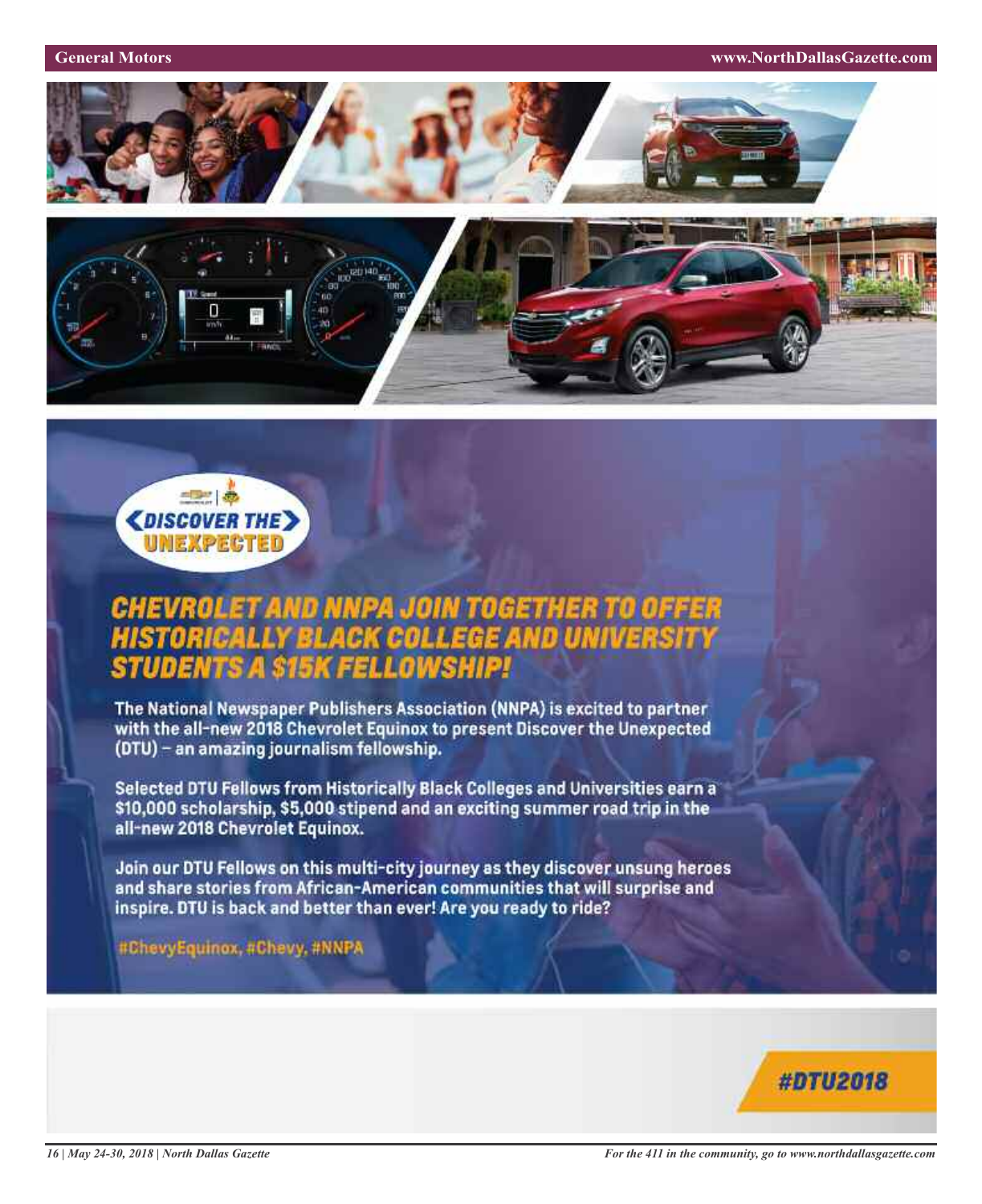**DISCOVER THE UNEXPECTED**

## CHEVROLET AND NNPA JOIN TOGETHER TO OFFER HISTORICALLY BLACK COLLEGE AND UNIVERSITY STUDENTS A $15K FELLOWSHIP!

The National Newspaper Publishers Association (NNPA) is excited to partner with the all-new 2018 Chevrolet Equinox to present Discover the Unexpected (DTU) – an amazing journalism fellowship.

Selected DTU Fellows from Historically Black Colleges and Universities earn a $10,000 scholarship, $5,000 stipend and an exciting summer road trip in the all-new 2018 Chevrolet Equinox.

Join our DTU Fellows on this multi-city journey as they discover unsung heroes and share stories from African-American communities that will surprise and inspire. DTU is back and better than ever! Are you ready to ride?

#ChevyEquinox, #Chevy, #NNPA

#DTU2018